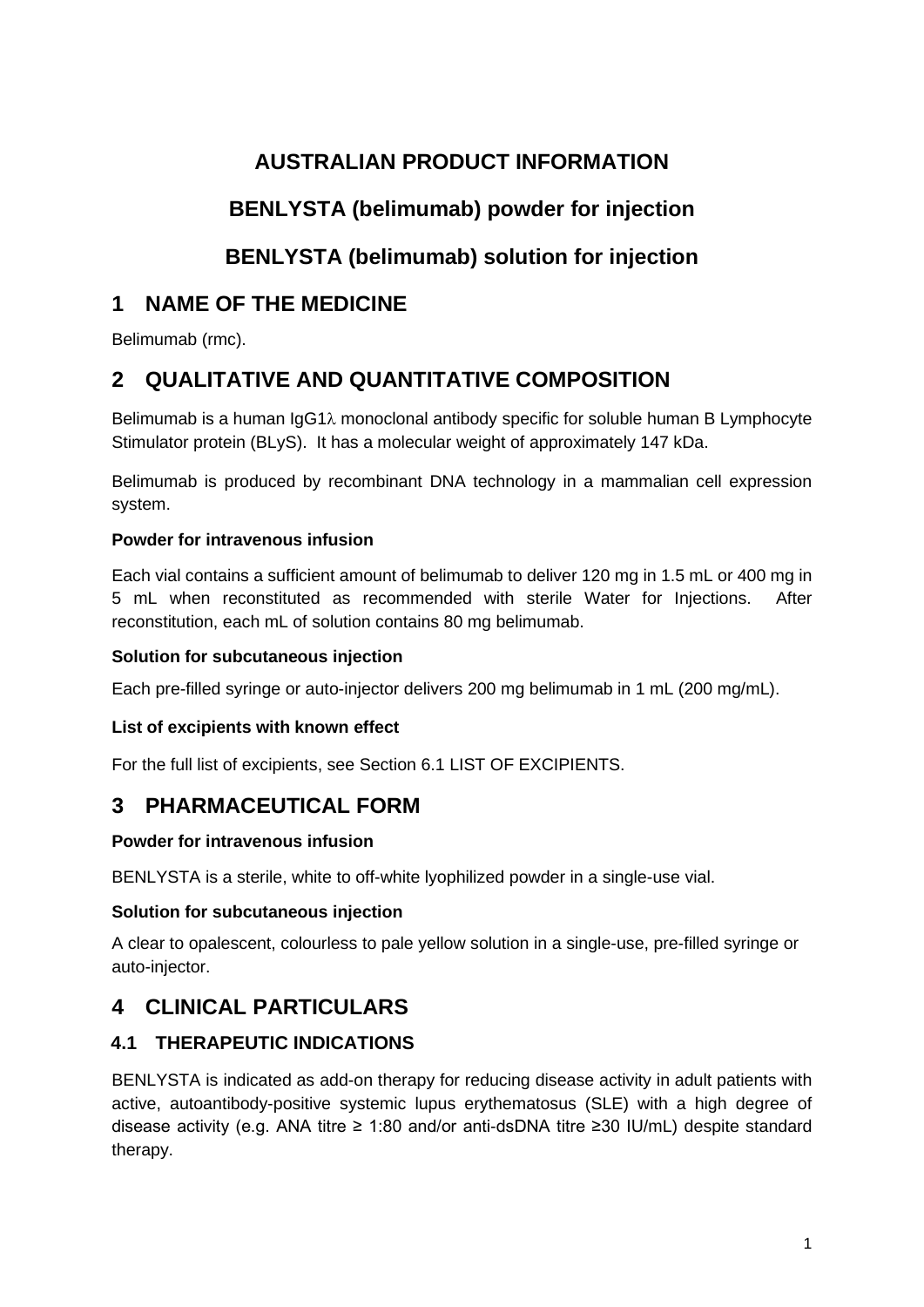# AUSTRALIAN PRODUCT INFORMATION

# BENLYSTA (belimumab) powder for injection

# BENLYSTA (belimumab) solution for injection

## 1 NAME OF THE MEDICINE

Belimumab (rmc).

## 2 QUALITATIVE AND QUANTITATIVE COMPOSITION

Belimumab is a human IgG1λ monoclonal antibody specific for soluble human B Lymphocyte Stimulator protein (BLyS). It has a molecular weight of approximately 147 kDa.

Belimumab is produced by recombinant DNA technology in a mammalian cell expression system.

**Powder for intravenous infusion**

Each vial contains a sufficient amount of belimumab to deliver 120 mg in 1.5 mL or 400 mg in 5 mL when reconstituted as recommended with sterile Water for Injections. After reconstitution, each mL of solution contains 80 mg belimumab.

**Solution for subcutaneous injection**

Each pre-filled syringe or auto-injector delivers 200 mg belimumab in 1 mL (200 mg/mL).

**List of excipients with known effect**

For the full list of excipients, see Section 6.1 LIST OF EXCIPIENTS.

## 3 PHARMACEUTICAL FORM

**Powder for intravenous infusion**

BENLYSTA is a sterile, white to off-white lyophilized powder in a single-use vial.

**Solution for subcutaneous injection**

A clear to opalescent, colourless to pale yellow solution in a single-use, pre-filled syringe or auto-injector.

## 4 CLINICAL PARTICULARS

### 4.1 THERAPEUTIC INDICATIONS

BENLYSTA is indicated as add-on therapy for reducing disease activity in adult patients with active, autoantibody-positive systemic lupus erythematosus (SLE) with a high degree of disease activity (e.g. ANA titre ≥ 1:80 and/or anti-dsDNA titre ≥30 IU/mL) despite standard therapy.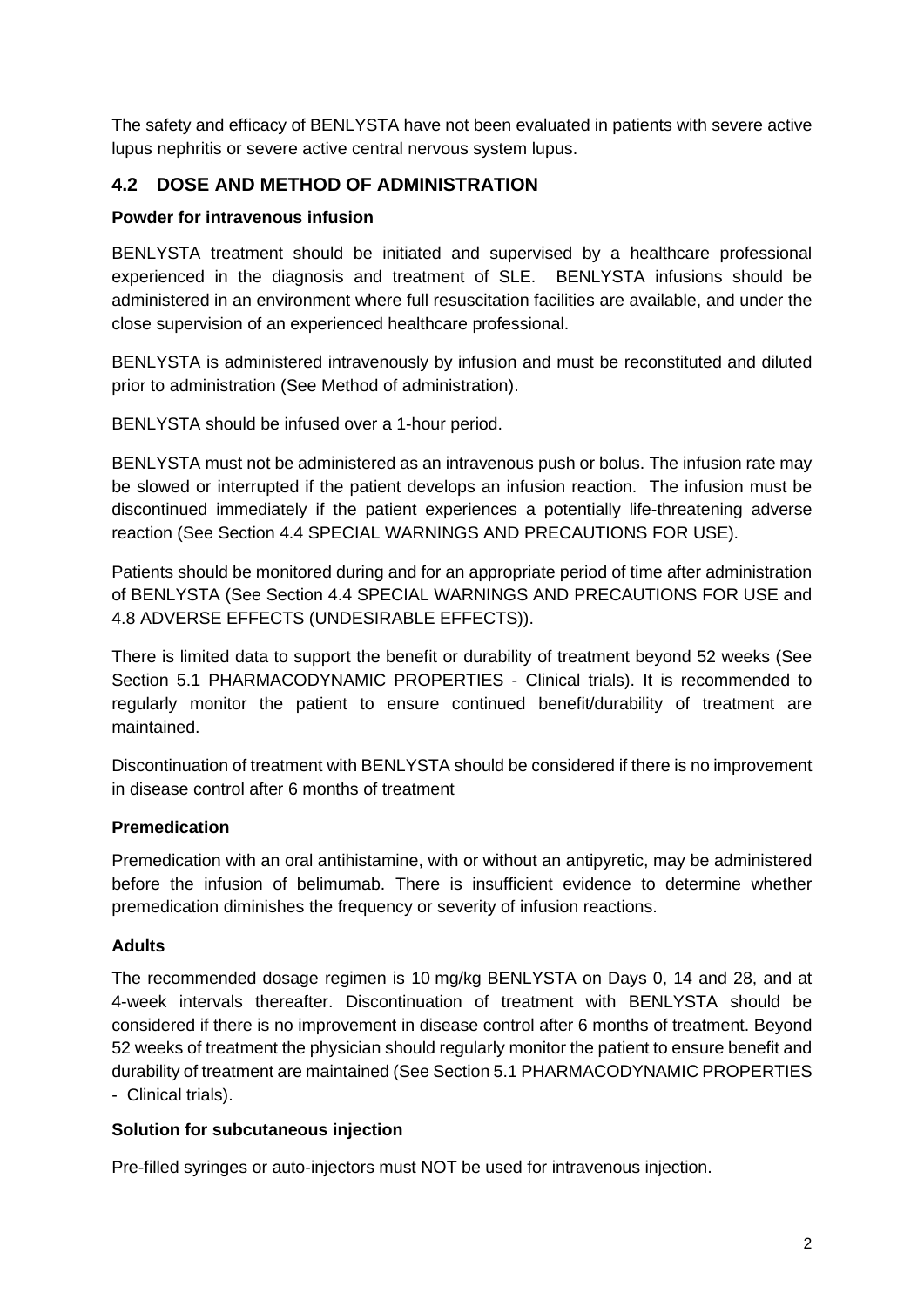The safety and efficacy of BENLYSTA have not been evaluated in patients with severe active lupus nephritis or severe active central nervous system lupus.

## 4.2 DOSE AND METHOD OF ADMINISTRATION

**Powder for intravenous infusion**

BENLYSTA treatment should be initiated and supervised by a healthcare professional experienced in the diagnosis and treatment of SLE. BENLYSTA infusions should be administered in an environment where full resuscitation facilities are available, and under the close supervision of an experienced healthcare professional.

BENLYSTA is administered intravenously by infusion and must be reconstituted and diluted prior to administration (See Method of administration).

BENLYSTA should be infused over a 1-hour period.

BENLYSTA must not be administered as an intravenous push or bolus. The infusion rate may be slowed or interrupted if the patient develops an infusion reaction. The infusion must be discontinued immediately if the patient experiences a potentially life-threatening adverse reaction (See Section 4.4 SPECIAL WARNINGS AND PRECAUTIONS FOR USE).

Patients should be monitored during and for an appropriate period of time after administration of BENLYSTA (See Section 4.4 SPECIAL WARNINGS AND PRECAUTIONS FOR USE and 4.8 ADVERSE EFFECTS (UNDESIRABLE EFFECTS)).

There is limited data to support the benefit or durability of treatment beyond 52 weeks (See Section 5.1 PHARMACODYNAMIC PROPERTIES - Clinical trials). It is recommended to regularly monitor the patient to ensure continued benefit/durability of treatment are maintained.

Discontinuation of treatment with BENLYSTA should be considered if there is no improvement in disease control after 6 months of treatment

**Premedication**

Premedication with an oral antihistamine, with or without an antipyretic, may be administered before the infusion of belimumab. There is insufficient evidence to determine whether premedication diminishes the frequency or severity of infusion reactions.

**Adults**

The recommended dosage regimen is 10 mg/kg BENLYSTA on Days 0, 14 and 28, and at 4-week intervals thereafter. Discontinuation of treatment with BENLYSTA should be considered if there is no improvement in disease control after 6 months of treatment. Beyond 52 weeks of treatment the physician should regularly monitor the patient to ensure benefit and durability of treatment are maintained (See Section 5.1 PHARMACODYNAMIC PROPERTIES - Clinical trials).

**Solution for subcutaneous injection**

Pre-filled syringes or auto-injectors must NOT be used for intravenous injection.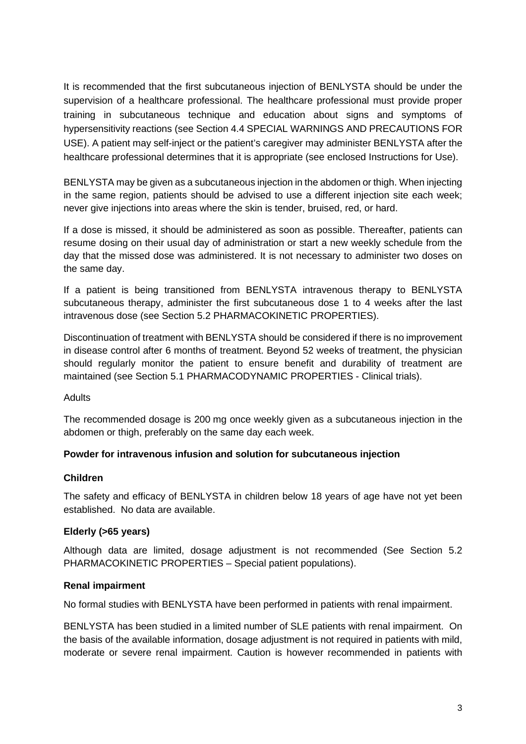It is recommended that the first subcutaneous injection of BENLYSTA should be under the supervision of a healthcare professional. The healthcare professional must provide proper training in subcutaneous technique and education about signs and symptoms of hypersensitivity reactions (see Section 4.4 SPECIAL WARNINGS AND PRECAUTIONS FOR USE). A patient may self-inject or the patient's caregiver may administer BENLYSTA after the healthcare professional determines that it is appropriate (see enclosed Instructions for Use).

BENLYSTA may be given as a subcutaneous injection in the abdomen or thigh. When injecting in the same region, patients should be advised to use a different injection site each week; never give injections into areas where the skin is tender, bruised, red, or hard.

If a dose is missed, it should be administered as soon as possible. Thereafter, patients can resume dosing on their usual day of administration or start a new weekly schedule from the day that the missed dose was administered. It is not necessary to administer two doses on the same day.

If a patient is being transitioned from BENLYSTA intravenous therapy to BENLYSTA subcutaneous therapy, administer the first subcutaneous dose 1 to 4 weeks after the last intravenous dose (see Section 5.2 PHARMACOKINETIC PROPERTIES).

Discontinuation of treatment with BENLYSTA should be considered if there is no improvement in disease control after 6 months of treatment. Beyond 52 weeks of treatment, the physician should regularly monitor the patient to ensure benefit and durability of treatment are maintained (see Section 5.1 PHARMACODYNAMIC PROPERTIES - Clinical trials).

Adults

The recommended dosage is 200 mg once weekly given as a subcutaneous injection in the abdomen or thigh, preferably on the same day each week.

**Powder for intravenous infusion and solution for subcutaneous injection**

**Children**

The safety and efficacy of BENLYSTA in children below 18 years of age have not yet been established. No data are available.

**Elderly (>65 years)**

Although data are limited, dosage adjustment is not recommended (See Section 5.2 PHARMACOKINETIC PROPERTIES – Special patient populations).

**Renal impairment**

No formal studies with BENLYSTA have been performed in patients with renal impairment.

BENLYSTA has been studied in a limited number of SLE patients with renal impairment. On the basis of the available information, dosage adjustment is not required in patients with mild, moderate or severe renal impairment. Caution is however recommended in patients with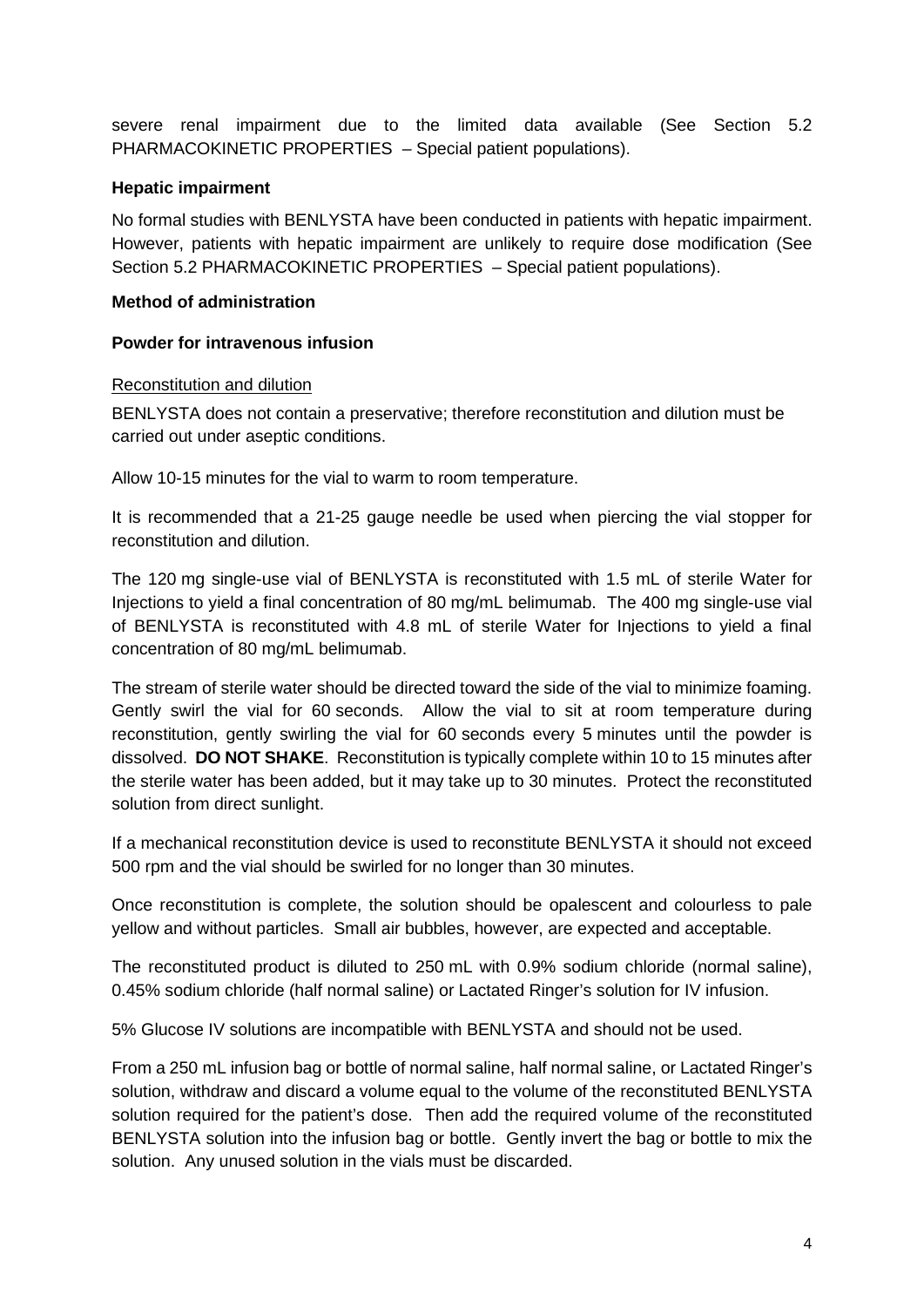severe renal impairment due to the limited data available (See Section 5.2 PHARMACOKINETIC PROPERTIES – Special patient populations).

**Hepatic impairment**

No formal studies with BENLYSTA have been conducted in patients with hepatic impairment. However, patients with hepatic impairment are unlikely to require dose modification (See Section 5.2 PHARMACOKINETIC PROPERTIES – Special patient populations).

**Method of administration**

**Powder for intravenous infusion**

Reconstitution and dilution

BENLYSTA does not contain a preservative; therefore reconstitution and dilution must be carried out under aseptic conditions.

Allow 10-15 minutes for the vial to warm to room temperature.

It is recommended that a 21-25 gauge needle be used when piercing the vial stopper for reconstitution and dilution.

The 120 mg single-use vial of BENLYSTA is reconstituted with 1.5 mL of sterile Water for Injections to yield a final concentration of 80 mg/mL belimumab. The 400 mg single-use vial of BENLYSTA is reconstituted with 4.8 mL of sterile Water for Injections to yield a final concentration of 80 mg/mL belimumab.

The stream of sterile water should be directed toward the side of the vial to minimize foaming. Gently swirl the vial for 60 seconds. Allow the vial to sit at room temperature during reconstitution, gently swirling the vial for 60 seconds every 5 minutes until the powder is dissolved. **DO NOT SHAKE**. Reconstitution is typically complete within 10 to 15 minutes after the sterile water has been added, but it may take up to 30 minutes. Protect the reconstituted solution from direct sunlight.

If a mechanical reconstitution device is used to reconstitute BENLYSTA it should not exceed 500 rpm and the vial should be swirled for no longer than 30 minutes.

Once reconstitution is complete, the solution should be opalescent and colourless to pale yellow and without particles. Small air bubbles, however, are expected and acceptable.

The reconstituted product is diluted to 250 mL with 0.9% sodium chloride (normal saline), 0.45% sodium chloride (half normal saline) or Lactated Ringer's solution for IV infusion.

5% Glucose IV solutions are incompatible with BENLYSTA and should not be used.

From a 250 mL infusion bag or bottle of normal saline, half normal saline, or Lactated Ringer's solution, withdraw and discard a volume equal to the volume of the reconstituted BENLYSTA solution required for the patient's dose. Then add the required volume of the reconstituted BENLYSTA solution into the infusion bag or bottle. Gently invert the bag or bottle to mix the solution. Any unused solution in the vials must be discarded.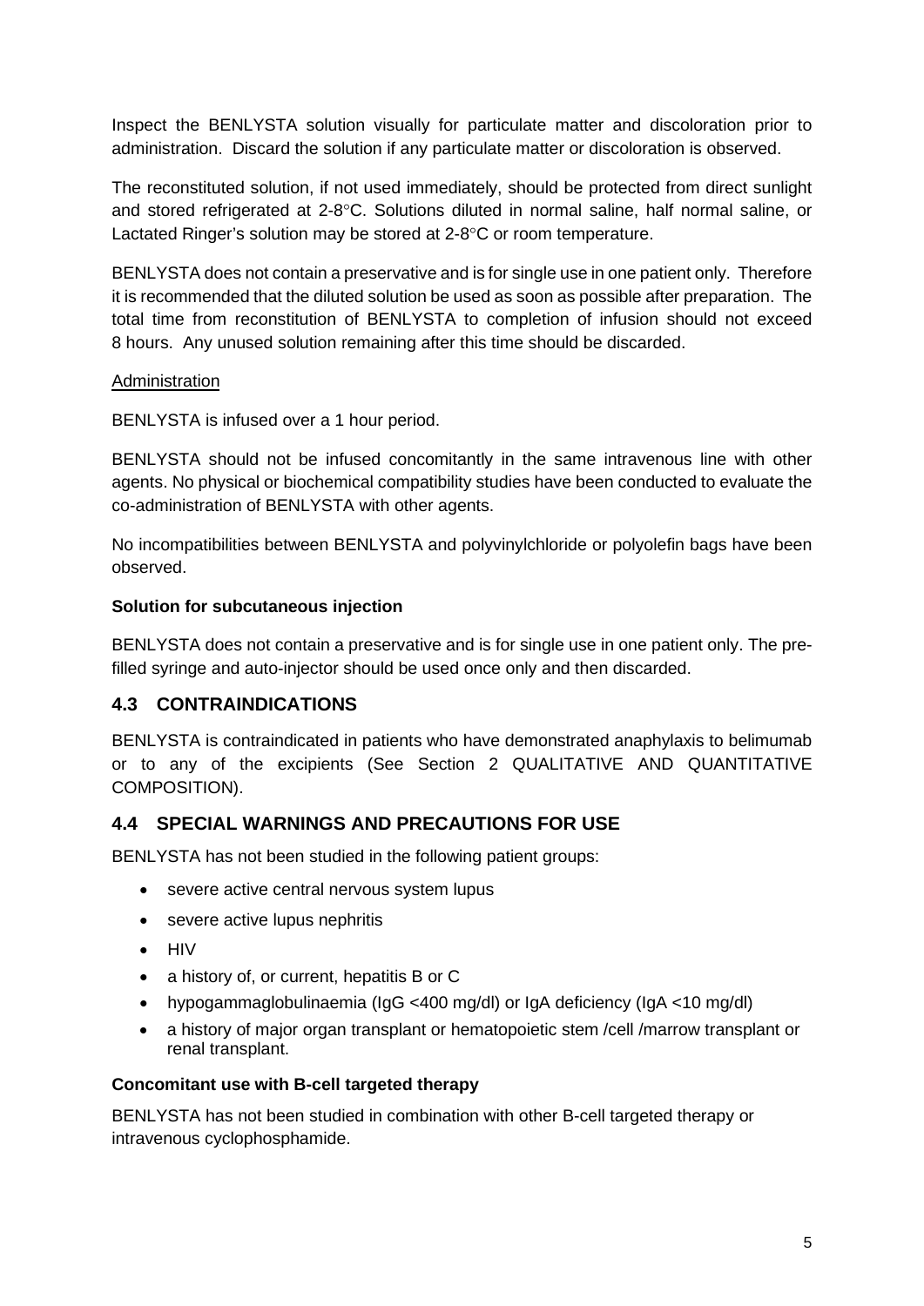Inspect the BENLYSTA solution visually for particulate matter and discoloration prior to administration. Discard the solution if any particulate matter or discoloration is observed.

The reconstituted solution, if not used immediately, should be protected from direct sunlight and stored refrigerated at 2-8°C. Solutions diluted in normal saline, half normal saline, or Lactated Ringer's solution may be stored at 2-8°C or room temperature.

BENLYSTA does not contain a preservative and is for single use in one patient only. Therefore it is recommended that the diluted solution be used as soon as possible after preparation. The total time from reconstitution of BENLYSTA to completion of infusion should not exceed 8 hours. Any unused solution remaining after this time should be discarded.

Administration

BENLYSTA is infused over a 1 hour period.

BENLYSTA should not be infused concomitantly in the same intravenous line with other agents. No physical or biochemical compatibility studies have been conducted to evaluate the co-administration of BENLYSTA with other agents.

No incompatibilities between BENLYSTA and polyvinylchloride or polyolefin bags have been observed.

**Solution for subcutaneous injection**

BENLYSTA does not contain a preservative and is for single use in one patient only. The pre-filled syringe and auto-injector should be used once only and then discarded.

## 4.3 CONTRAINDICATIONS

BENLYSTA is contraindicated in patients who have demonstrated anaphylaxis to belimumab or to any of the excipients (See Section 2 QUALITATIVE AND QUANTITATIVE COMPOSITION).

## 4.4 SPECIAL WARNINGS AND PRECAUTIONS FOR USE

BENLYSTA has not been studied in the following patient groups:

- severe active central nervous system lupus
- severe active lupus nephritis
- HIV
- a history of, or current, hepatitis B or C
- hypogammaglobulinaemia (IgG <400 mg/dl) or IgA deficiency (IgA <10 mg/dl)
- a history of major organ transplant or hematopoietic stem /cell /marrow transplant or renal transplant.

**Concomitant use with B-cell targeted therapy**

BENLYSTA has not been studied in combination with other B-cell targeted therapy or intravenous cyclophosphamide.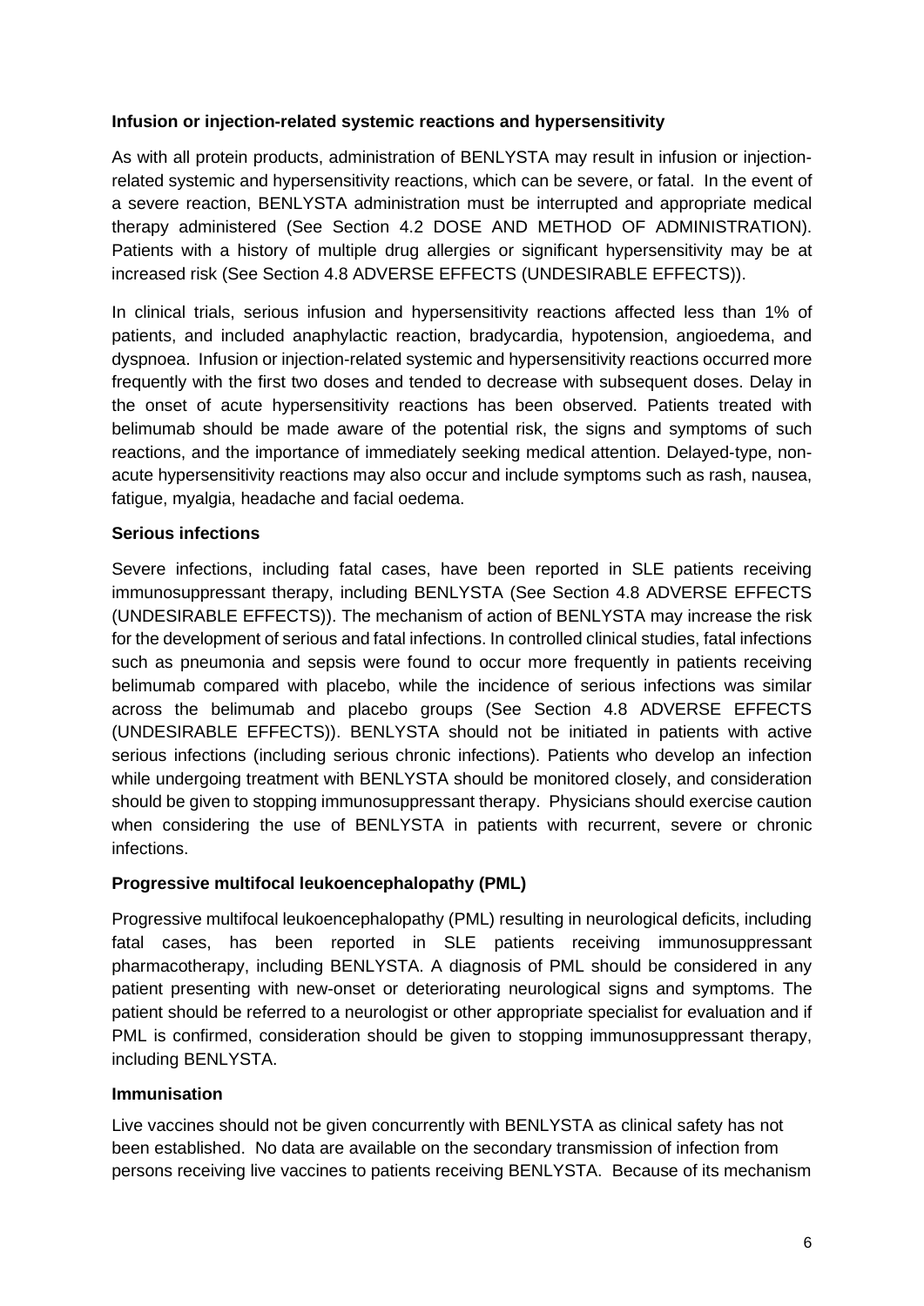**Infusion or injection-related systemic reactions and hypersensitivity**

As with all protein products, administration of BENLYSTA may result in infusion or injection-related systemic and hypersensitivity reactions, which can be severe, or fatal. In the event of a severe reaction, BENLYSTA administration must be interrupted and appropriate medical therapy administered (See Section 4.2 DOSE AND METHOD OF ADMINISTRATION). Patients with a history of multiple drug allergies or significant hypersensitivity may be at increased risk (See Section 4.8 ADVERSE EFFECTS (UNDESIRABLE EFFECTS)).

In clinical trials, serious infusion and hypersensitivity reactions affected less than 1% of patients, and included anaphylactic reaction, bradycardia, hypotension, angioedema, and dyspnoea. Infusion or injection-related systemic and hypersensitivity reactions occurred more frequently with the first two doses and tended to decrease with subsequent doses. Delay in the onset of acute hypersensitivity reactions has been observed. Patients treated with belimumab should be made aware of the potential risk, the signs and symptoms of such reactions, and the importance of immediately seeking medical attention. Delayed-type, non-acute hypersensitivity reactions may also occur and include symptoms such as rash, nausea, fatigue, myalgia, headache and facial oedema.

**Serious infections**

Severe infections, including fatal cases, have been reported in SLE patients receiving immunosuppressant therapy, including BENLYSTA (See Section 4.8 ADVERSE EFFECTS (UNDESIRABLE EFFECTS)). The mechanism of action of BENLYSTA may increase the risk for the development of serious and fatal infections. In controlled clinical studies, fatal infections such as pneumonia and sepsis were found to occur more frequently in patients receiving belimumab compared with placebo, while the incidence of serious infections was similar across the belimumab and placebo groups (See Section 4.8 ADVERSE EFFECTS (UNDESIRABLE EFFECTS)). BENLYSTA should not be initiated in patients with active serious infections (including serious chronic infections). Patients who develop an infection while undergoing treatment with BENLYSTA should be monitored closely, and consideration should be given to stopping immunosuppressant therapy. Physicians should exercise caution when considering the use of BENLYSTA in patients with recurrent, severe or chronic infections.

**Progressive multifocal leukoencephalopathy (PML)**

Progressive multifocal leukoencephalopathy (PML) resulting in neurological deficits, including fatal cases, has been reported in SLE patients receiving immunosuppressant pharmacotherapy, including BENLYSTA. A diagnosis of PML should be considered in any patient presenting with new-onset or deteriorating neurological signs and symptoms. The patient should be referred to a neurologist or other appropriate specialist for evaluation and if PML is confirmed, consideration should be given to stopping immunosuppressant therapy, including BENLYSTA.

**Immunisation**

Live vaccines should not be given concurrently with BENLYSTA as clinical safety has not been established. No data are available on the secondary transmission of infection from persons receiving live vaccines to patients receiving BENLYSTA. Because of its mechanism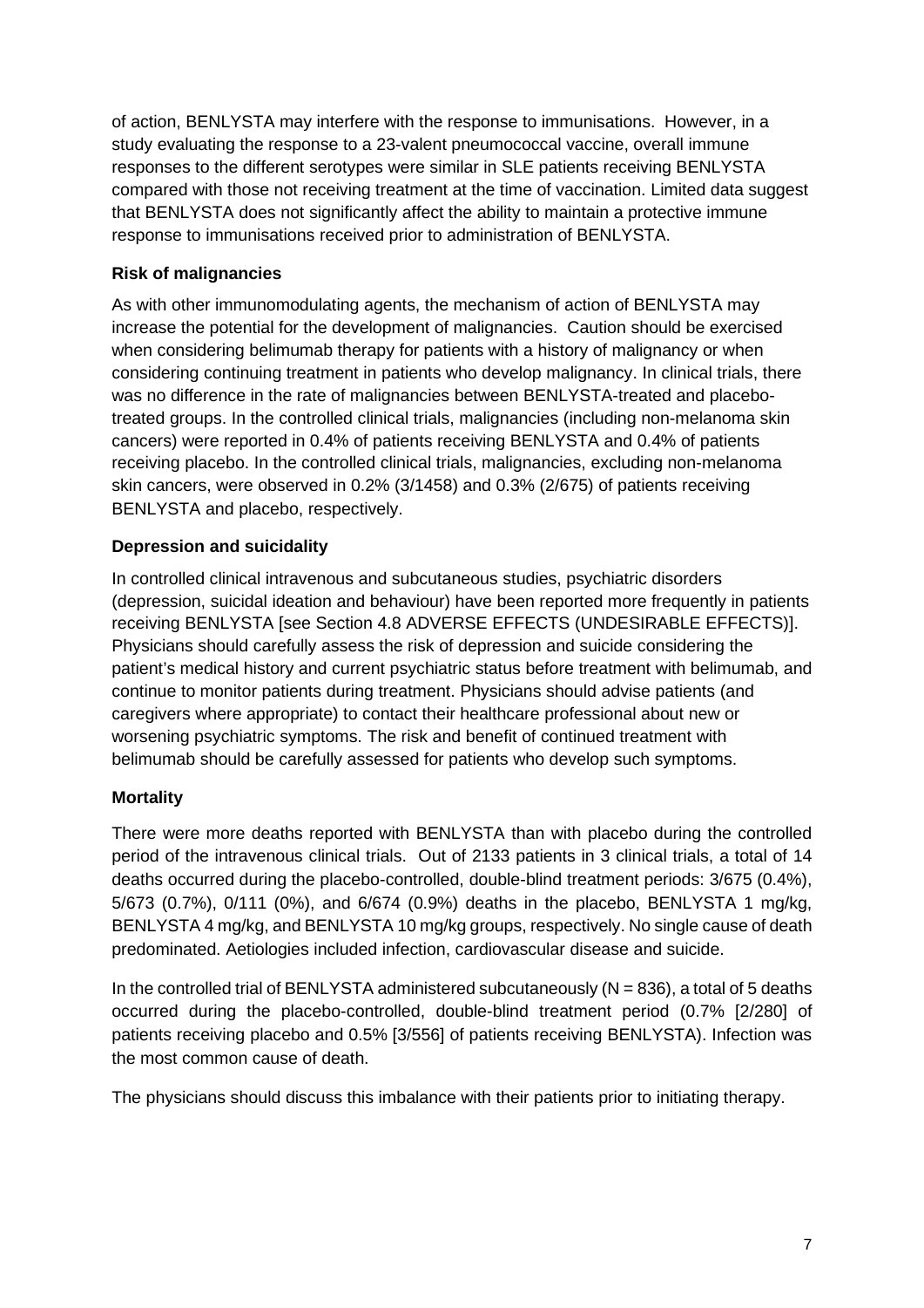of action, BENLYSTA may interfere with the response to immunisations. However, in a study evaluating the response to a 23-valent pneumococcal vaccine, overall immune responses to the different serotypes were similar in SLE patients receiving BENLYSTA compared with those not receiving treatment at the time of vaccination. Limited data suggest that BENLYSTA does not significantly affect the ability to maintain a protective immune response to immunisations received prior to administration of BENLYSTA.

**Risk of malignancies**

As with other immunomodulating agents, the mechanism of action of BENLYSTA may increase the potential for the development of malignancies. Caution should be exercised when considering belimumab therapy for patients with a history of malignancy or when considering continuing treatment in patients who develop malignancy. In clinical trials, there was no difference in the rate of malignancies between BENLYSTA-treated and placebo-treated groups. In the controlled clinical trials, malignancies (including non-melanoma skin cancers) were reported in 0.4% of patients receiving BENLYSTA and 0.4% of patients receiving placebo. In the controlled clinical trials, malignancies, excluding non-melanoma skin cancers, were observed in 0.2% (3/1458) and 0.3% (2/675) of patients receiving BENLYSTA and placebo, respectively.

**Depression and suicidality**

In controlled clinical intravenous and subcutaneous studies, psychiatric disorders (depression, suicidal ideation and behaviour) have been reported more frequently in patients receiving BENLYSTA [see Section 4.8 ADVERSE EFFECTS (UNDESIRABLE EFFECTS)]. Physicians should carefully assess the risk of depression and suicide considering the patient's medical history and current psychiatric status before treatment with belimumab, and continue to monitor patients during treatment. Physicians should advise patients (and caregivers where appropriate) to contact their healthcare professional about new or worsening psychiatric symptoms. The risk and benefit of continued treatment with belimumab should be carefully assessed for patients who develop such symptoms.

**Mortality**

There were more deaths reported with BENLYSTA than with placebo during the controlled period of the intravenous clinical trials. Out of 2133 patients in 3 clinical trials, a total of 14 deaths occurred during the placebo-controlled, double-blind treatment periods: 3/675 (0.4%), 5/673 (0.7%), 0/111 (0%), and 6/674 (0.9%) deaths in the placebo, BENLYSTA 1 mg/kg, BENLYSTA 4 mg/kg, and BENLYSTA 10 mg/kg groups, respectively. No single cause of death predominated. Aetiologies included infection, cardiovascular disease and suicide.

In the controlled trial of BENLYSTA administered subcutaneously (N = 836), a total of 5 deaths occurred during the placebo-controlled, double-blind treatment period (0.7% [2/280] of patients receiving placebo and 0.5% [3/556] of patients receiving BENLYSTA). Infection was the most common cause of death.

The physicians should discuss this imbalance with their patients prior to initiating therapy.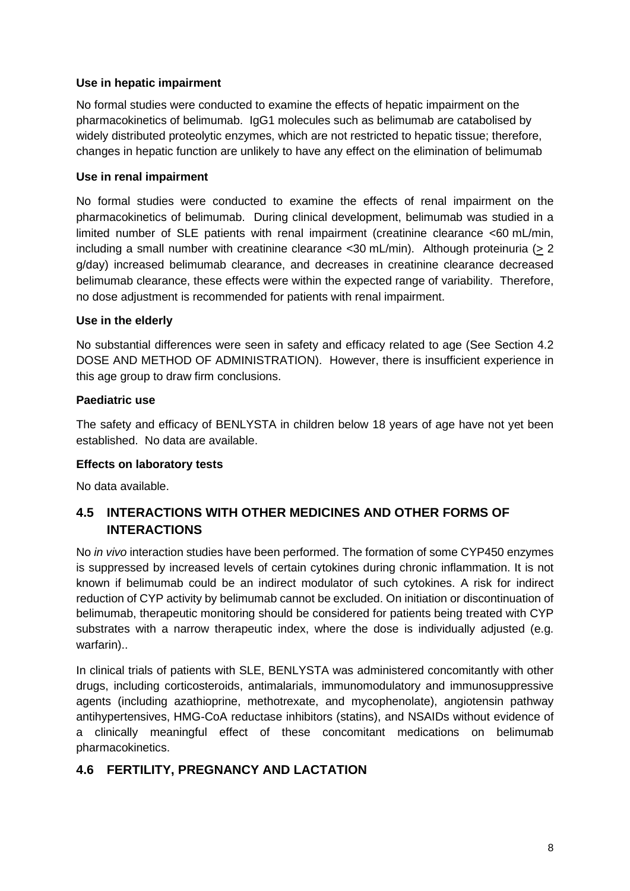**Use in hepatic impairment**

No formal studies were conducted to examine the effects of hepatic impairment on the pharmacokinetics of belimumab. IgG1 molecules such as belimumab are catabolised by widely distributed proteolytic enzymes, which are not restricted to hepatic tissue; therefore, changes in hepatic function are unlikely to have any effect on the elimination of belimumab

**Use in renal impairment**

No formal studies were conducted to examine the effects of renal impairment on the pharmacokinetics of belimumab. During clinical development, belimumab was studied in a limited number of SLE patients with renal impairment (creatinine clearance <60 mL/min, including a small number with creatinine clearance <30 mL/min). Although proteinuria ($\geq$ 2 g/day) increased belimumab clearance, and decreases in creatinine clearance decreased belimumab clearance, these effects were within the expected range of variability. Therefore, no dose adjustment is recommended for patients with renal impairment.

**Use in the elderly**

No substantial differences were seen in safety and efficacy related to age (See Section 4.2 DOSE AND METHOD OF ADMINISTRATION). However, there is insufficient experience in this age group to draw firm conclusions.

**Paediatric use**

The safety and efficacy of BENLYSTA in children below 18 years of age have not yet been established. No data are available.

**Effects on laboratory tests**

No data available.

## 4.5 INTERACTIONS WITH OTHER MEDICINES AND OTHER FORMS OF INTERACTIONS

No *in vivo* interaction studies have been performed. The formation of some CYP450 enzymes is suppressed by increased levels of certain cytokines during chronic inflammation. It is not known if belimumab could be an indirect modulator of such cytokines. A risk for indirect reduction of CYP activity by belimumab cannot be excluded. On initiation or discontinuation of belimumab, therapeutic monitoring should be considered for patients being treated with CYP substrates with a narrow therapeutic index, where the dose is individually adjusted (e.g. warfarin)..

In clinical trials of patients with SLE, BENLYSTA was administered concomitantly with other drugs, including corticosteroids, antimalarials, immunomodulatory and immunosuppressive agents (including azathioprine, methotrexate, and mycophenolate), angiotensin pathway antihypertensives, HMG-CoA reductase inhibitors (statins), and NSAIDs without evidence of a clinically meaningful effect of these concomitant medications on belimumab pharmacokinetics.

## 4.6 FERTILITY, PREGNANCY AND LACTATION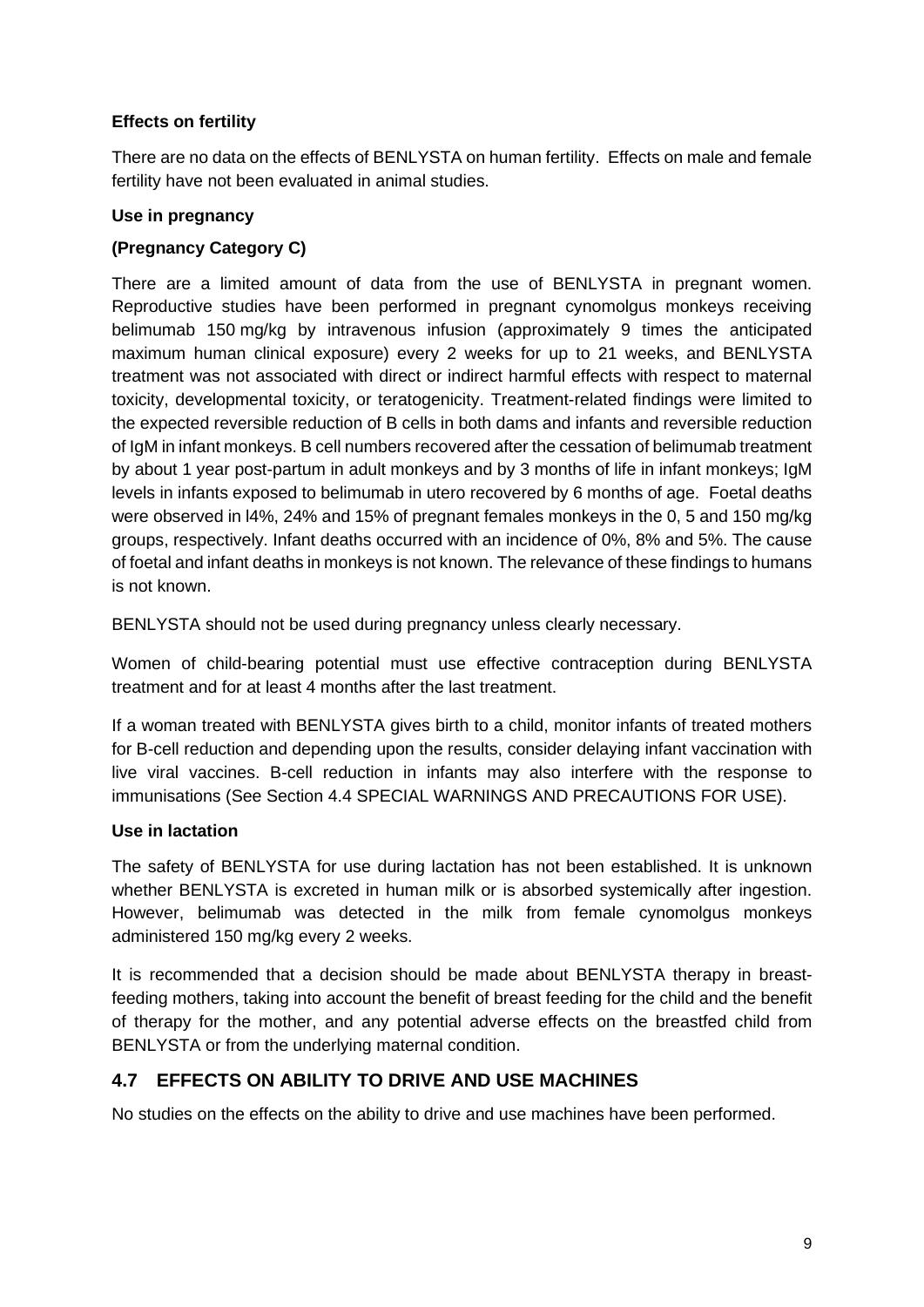**Effects on fertility**

There are no data on the effects of BENLYSTA on human fertility. Effects on male and female fertility have not been evaluated in animal studies.

**Use in pregnancy**

**(Pregnancy Category C)**

There are a limited amount of data from the use of BENLYSTA in pregnant women. Reproductive studies have been performed in pregnant cynomolgus monkeys receiving belimumab 150 mg/kg by intravenous infusion (approximately 9 times the anticipated maximum human clinical exposure) every 2 weeks for up to 21 weeks, and BENLYSTA treatment was not associated with direct or indirect harmful effects with respect to maternal toxicity, developmental toxicity, or teratogenicity. Treatment-related findings were limited to the expected reversible reduction of B cells in both dams and infants and reversible reduction of IgM in infant monkeys. B cell numbers recovered after the cessation of belimumab treatment by about 1 year post-partum in adult monkeys and by 3 months of life in infant monkeys; IgM levels in infants exposed to belimumab in utero recovered by 6 months of age. Foetal deaths were observed in l4%, 24% and 15% of pregnant females monkeys in the 0, 5 and 150 mg/kg groups, respectively. Infant deaths occurred with an incidence of 0%, 8% and 5%. The cause of foetal and infant deaths in monkeys is not known. The relevance of these findings to humans is not known.

BENLYSTA should not be used during pregnancy unless clearly necessary.

Women of child-bearing potential must use effective contraception during BENLYSTA treatment and for at least 4 months after the last treatment.

If a woman treated with BENLYSTA gives birth to a child, monitor infants of treated mothers for B-cell reduction and depending upon the results, consider delaying infant vaccination with live viral vaccines. B-cell reduction in infants may also interfere with the response to immunisations (See Section 4.4 SPECIAL WARNINGS AND PRECAUTIONS FOR USE).

**Use in lactation**

The safety of BENLYSTA for use during lactation has not been established. It is unknown whether BENLYSTA is excreted in human milk or is absorbed systemically after ingestion. However, belimumab was detected in the milk from female cynomolgus monkeys administered 150 mg/kg every 2 weeks.

It is recommended that a decision should be made about BENLYSTA therapy in breast-feeding mothers, taking into account the benefit of breast feeding for the child and the benefit of therapy for the mother, and any potential adverse effects on the breastfed child from BENLYSTA or from the underlying maternal condition.

## 4.7 EFFECTS ON ABILITY TO DRIVE AND USE MACHINES

No studies on the effects on the ability to drive and use machines have been performed.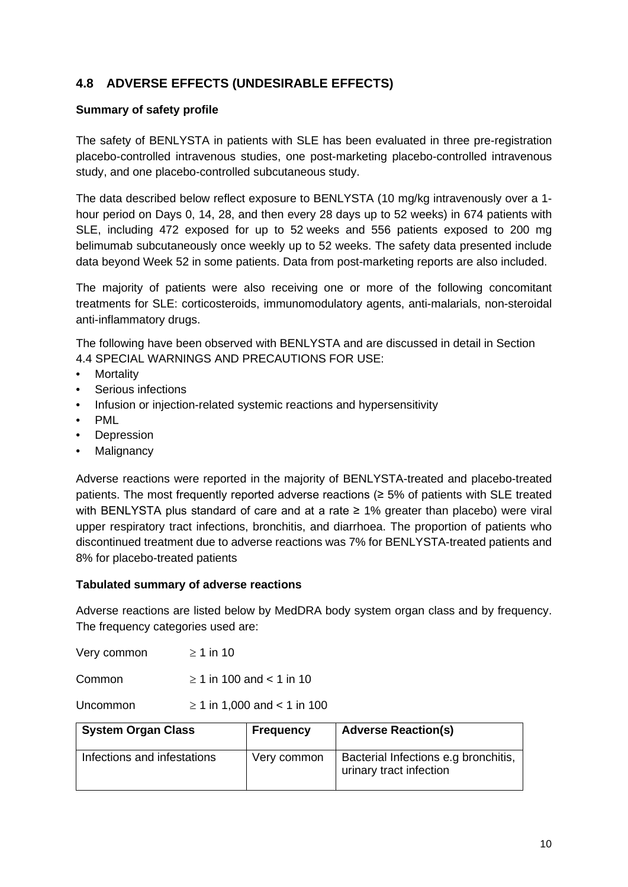## 4.8 ADVERSE EFFECTS (UNDESIRABLE EFFECTS)

**Summary of safety profile**

The safety of BENLYSTA in patients with SLE has been evaluated in three pre-registration placebo-controlled intravenous studies, one post-marketing placebo-controlled intravenous study, and one placebo-controlled subcutaneous study.

The data described below reflect exposure to BENLYSTA (10 mg/kg intravenously over a 1-hour period on Days 0, 14, 28, and then every 28 days up to 52 weeks) in 674 patients with SLE, including 472 exposed for up to 52 weeks and 556 patients exposed to 200 mg belimumab subcutaneously once weekly up to 52 weeks. The safety data presented include data beyond Week 52 in some patients. Data from post-marketing reports are also included.

The majority of patients were also receiving one or more of the following concomitant treatments for SLE: corticosteroids, immunomodulatory agents, anti-malarials, non-steroidal anti-inflammatory drugs.

The following have been observed with BENLYSTA and are discussed in detail in Section 4.4 SPECIAL WARNINGS AND PRECAUTIONS FOR USE:

- Mortality
- Serious infections
- Infusion or injection-related systemic reactions and hypersensitivity
- PML
- Depression
- Malignancy

Adverse reactions were reported in the majority of BENLYSTA-treated and placebo-treated patients. The most frequently reported adverse reactions (≥ 5% of patients with SLE treated with BENLYSTA plus standard of care and at a rate ≥ 1% greater than placebo) were viral upper respiratory tract infections, bronchitis, and diarrhoea. The proportion of patients who discontinued treatment due to adverse reactions was 7% for BENLYSTA-treated patients and 8% for placebo-treated patients

**Tabulated summary of adverse reactions**

Adverse reactions are listed below by MedDRA body system organ class and by frequency. The frequency categories used are:

Very common ≥ 1 in 10

Common ≥ 1 in 100 and < 1 in 10

Uncommon ≥ 1 in 1,000 and < 1 in 100

| System Organ Class | Frequency | Adverse Reaction(s) |
|---|---|---|
| Infections and infestations | Very common | Bacterial Infections e.g bronchitis, urinary tract infection |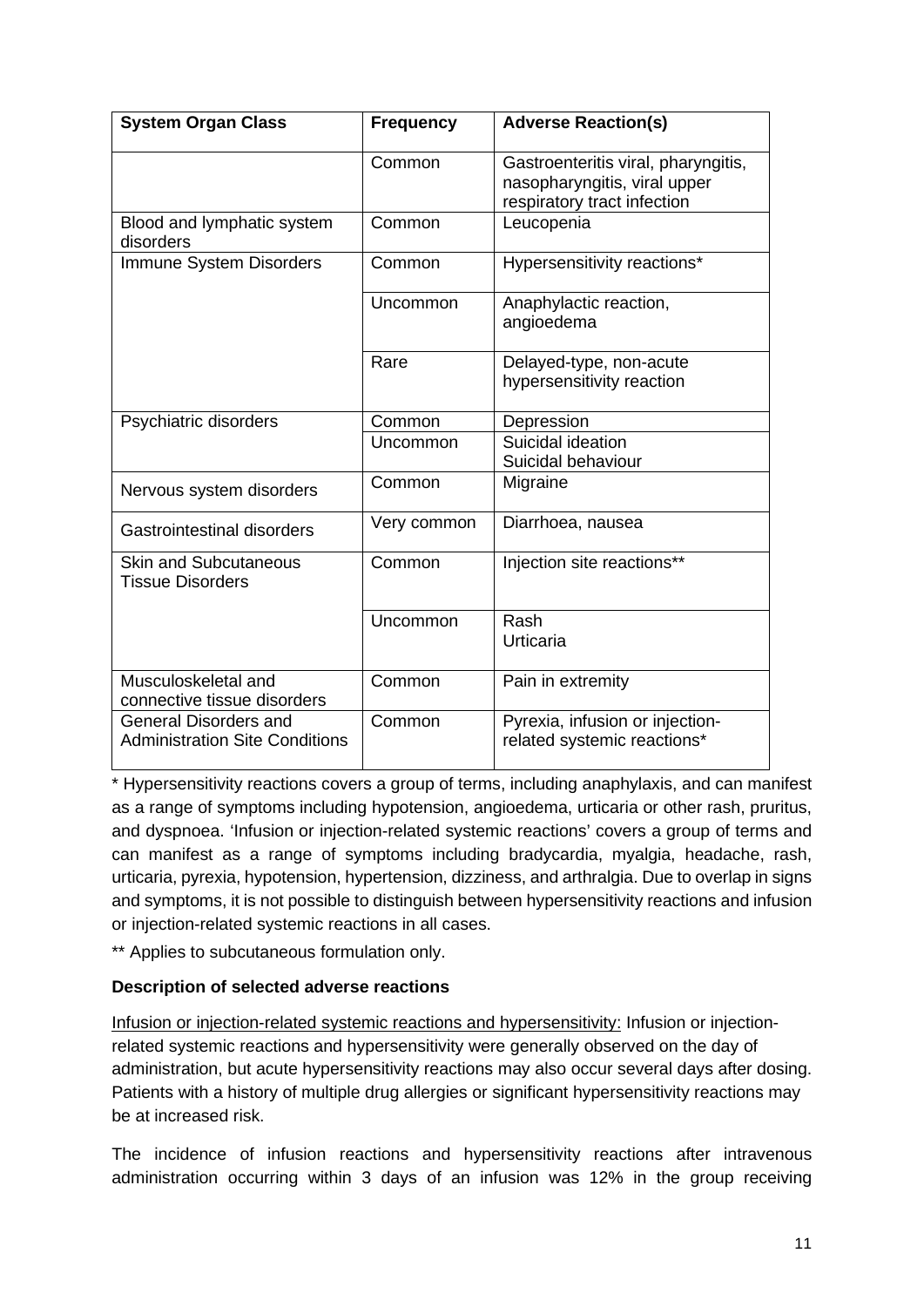| System Organ Class | Frequency | Adverse Reaction(s) |
|---|---|---|
| | Common | Gastroenteritis viral, pharyngitis, nasopharyngitis, viral upper respiratory tract infection |
| Blood and lymphatic system disorders | Common | Leucopenia |
| Immune System Disorders | Common | Hypersensitivity reactions* |
| | Uncommon | Anaphylactic reaction, angioedema |
| | Rare | Delayed-type, non-acute hypersensitivity reaction |
| Psychiatric disorders | Common | Depression |
| | Uncommon | Suicidal ideation<br>Suicidal behaviour |
| Nervous system disorders | Common | Migraine |
| Gastrointestinal disorders | Very common | Diarrhoea, nausea |
| Skin and Subcutaneous Tissue Disorders | Common | Injection site reactions** |
| | Uncommon | Rash<br>Urticaria |
| Musculoskeletal and connective tissue disorders | Common | Pain in extremity |
| General Disorders and Administration Site Conditions | Common | Pyrexia, infusion or injection-related systemic reactions* |

* Hypersensitivity reactions covers a group of terms, including anaphylaxis, and can manifest as a range of symptoms including hypotension, angioedema, urticaria or other rash, pruritus, and dyspnoea. 'Infusion or injection-related systemic reactions' covers a group of terms and can manifest as a range of symptoms including bradycardia, myalgia, headache, rash, urticaria, pyrexia, hypotension, hypertension, dizziness, and arthralgia. Due to overlap in signs and symptoms, it is not possible to distinguish between hypersensitivity reactions and infusion or injection-related systemic reactions in all cases.

** Applies to subcutaneous formulation only.

**Description of selected adverse reactions**

Infusion or injection-related systemic reactions and hypersensitivity: Infusion or injection-related systemic reactions and hypersensitivity were generally observed on the day of administration, but acute hypersensitivity reactions may also occur several days after dosing. Patients with a history of multiple drug allergies or significant hypersensitivity reactions may be at increased risk.

The incidence of infusion reactions and hypersensitivity reactions after intravenous administration occurring within 3 days of an infusion was 12% in the group receiving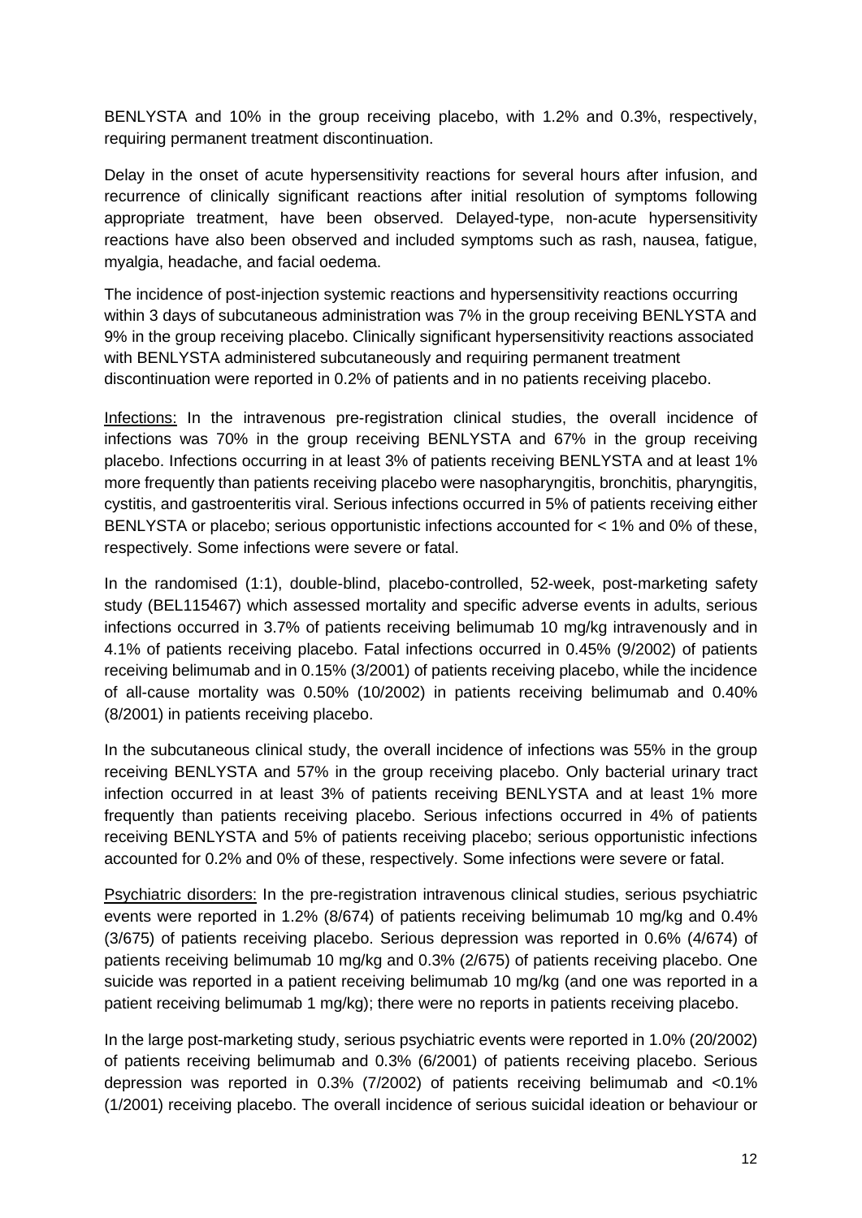BENLYSTA and 10% in the group receiving placebo, with 1.2% and 0.3%, respectively, requiring permanent treatment discontinuation.

Delay in the onset of acute hypersensitivity reactions for several hours after infusion, and recurrence of clinically significant reactions after initial resolution of symptoms following appropriate treatment, have been observed. Delayed-type, non-acute hypersensitivity reactions have also been observed and included symptoms such as rash, nausea, fatigue, myalgia, headache, and facial oedema.

The incidence of post-injection systemic reactions and hypersensitivity reactions occurring within 3 days of subcutaneous administration was 7% in the group receiving BENLYSTA and 9% in the group receiving placebo. Clinically significant hypersensitivity reactions associated with BENLYSTA administered subcutaneously and requiring permanent treatment discontinuation were reported in 0.2% of patients and in no patients receiving placebo.

Infections: In the intravenous pre-registration clinical studies, the overall incidence of infections was 70% in the group receiving BENLYSTA and 67% in the group receiving placebo. Infections occurring in at least 3% of patients receiving BENLYSTA and at least 1% more frequently than patients receiving placebo were nasopharyngitis, bronchitis, pharyngitis, cystitis, and gastroenteritis viral. Serious infections occurred in 5% of patients receiving either BENLYSTA or placebo; serious opportunistic infections accounted for < 1% and 0% of these, respectively. Some infections were severe or fatal.

In the randomised (1:1), double-blind, placebo-controlled, 52-week, post-marketing safety study (BEL115467) which assessed mortality and specific adverse events in adults, serious infections occurred in 3.7% of patients receiving belimumab 10 mg/kg intravenously and in 4.1% of patients receiving placebo. Fatal infections occurred in 0.45% (9/2002) of patients receiving belimumab and in 0.15% (3/2001) of patients receiving placebo, while the incidence of all-cause mortality was 0.50% (10/2002) in patients receiving belimumab and 0.40% (8/2001) in patients receiving placebo.

In the subcutaneous clinical study, the overall incidence of infections was 55% in the group receiving BENLYSTA and 57% in the group receiving placebo. Only bacterial urinary tract infection occurred in at least 3% of patients receiving BENLYSTA and at least 1% more frequently than patients receiving placebo. Serious infections occurred in 4% of patients receiving BENLYSTA and 5% of patients receiving placebo; serious opportunistic infections accounted for 0.2% and 0% of these, respectively. Some infections were severe or fatal.

Psychiatric disorders: In the pre-registration intravenous clinical studies, serious psychiatric events were reported in 1.2% (8/674) of patients receiving belimumab 10 mg/kg and 0.4% (3/675) of patients receiving placebo. Serious depression was reported in 0.6% (4/674) of patients receiving belimumab 10 mg/kg and 0.3% (2/675) of patients receiving placebo. One suicide was reported in a patient receiving belimumab 10 mg/kg (and one was reported in a patient receiving belimumab 1 mg/kg); there were no reports in patients receiving placebo.

In the large post-marketing study, serious psychiatric events were reported in 1.0% (20/2002) of patients receiving belimumab and 0.3% (6/2001) of patients receiving placebo. Serious depression was reported in 0.3% (7/2002) of patients receiving belimumab and <0.1% (1/2001) receiving placebo. The overall incidence of serious suicidal ideation or behaviour or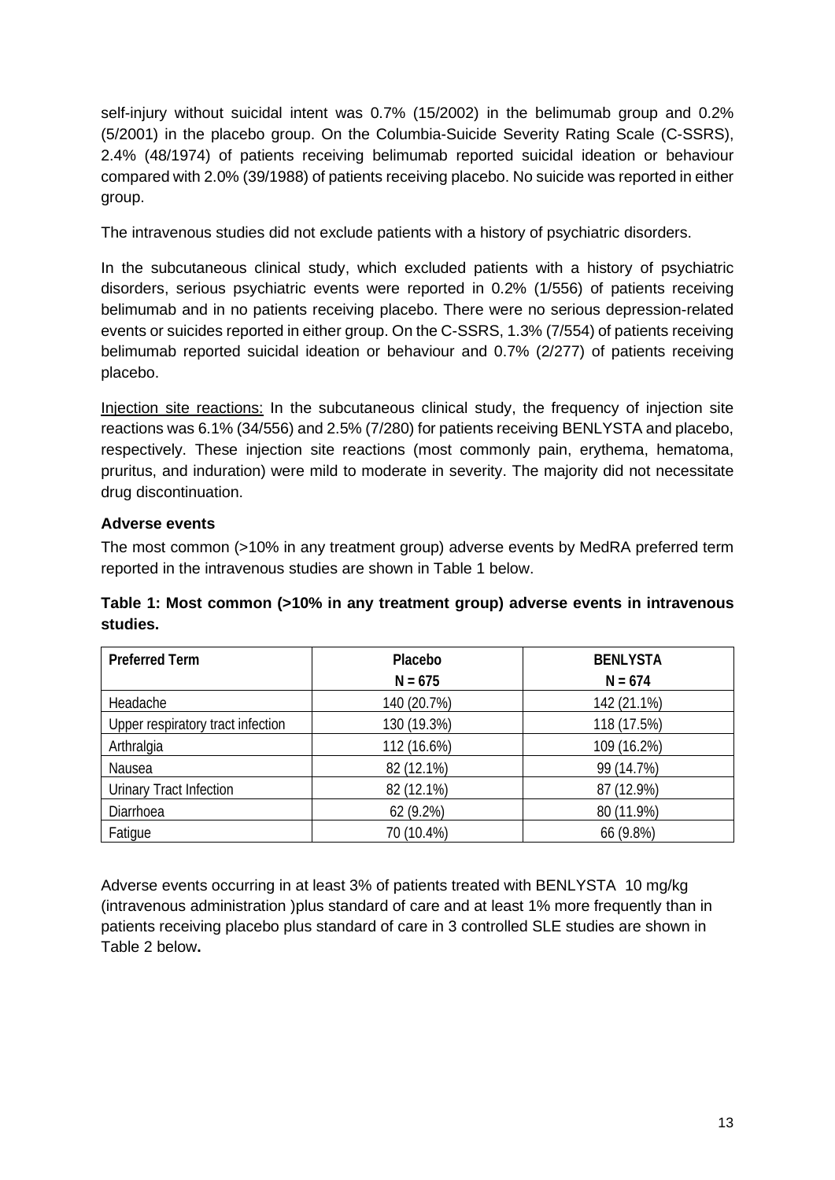self-injury without suicidal intent was 0.7% (15/2002) in the belimumab group and 0.2% (5/2001) in the placebo group. On the Columbia-Suicide Severity Rating Scale (C-SSRS), 2.4% (48/1974) of patients receiving belimumab reported suicidal ideation or behaviour compared with 2.0% (39/1988) of patients receiving placebo. No suicide was reported in either group.

The intravenous studies did not exclude patients with a history of psychiatric disorders.

In the subcutaneous clinical study, which excluded patients with a history of psychiatric disorders, serious psychiatric events were reported in 0.2% (1/556) of patients receiving belimumab and in no patients receiving placebo. There were no serious depression-related events or suicides reported in either group. On the C-SSRS, 1.3% (7/554) of patients receiving belimumab reported suicidal ideation or behaviour and 0.7% (2/277) of patients receiving placebo.

Injection site reactions: In the subcutaneous clinical study, the frequency of injection site reactions was 6.1% (34/556) and 2.5% (7/280) for patients receiving BENLYSTA and placebo, respectively. These injection site reactions (most commonly pain, erythema, hematoma, pruritus, and induration) were mild to moderate in severity. The majority did not necessitate drug discontinuation.

**Adverse events**

The most common (>10% in any treatment group) adverse events by MedRA preferred term reported in the intravenous studies are shown in Table 1 below.

**Table 1: Most common (>10% in any treatment group) adverse events in intravenous studies.**

| Preferred Term | Placebo N = 675 | BENLYSTA N = 674 |
|---|---|---|
| Headache | 140 (20.7%) | 142 (21.1%) |
| Upper respiratory tract infection | 130 (19.3%) | 118 (17.5%) |
| Arthralgia | 112 (16.6%) | 109 (16.2%) |
| Nausea | 82 (12.1%) | 99 (14.7%) |
| Urinary Tract Infection | 82 (12.1%) | 87 (12.9%) |
| Diarrhoea | 62 (9.2%) | 80 (11.9%) |
| Fatigue | 70 (10.4%) | 66 (9.8%) |

Adverse events occurring in at least 3% of patients treated with BENLYSTA 10 mg/kg (intravenous administration )plus standard of care and at least 1% more frequently than in patients receiving placebo plus standard of care in 3 controlled SLE studies are shown in Table 2 below**.**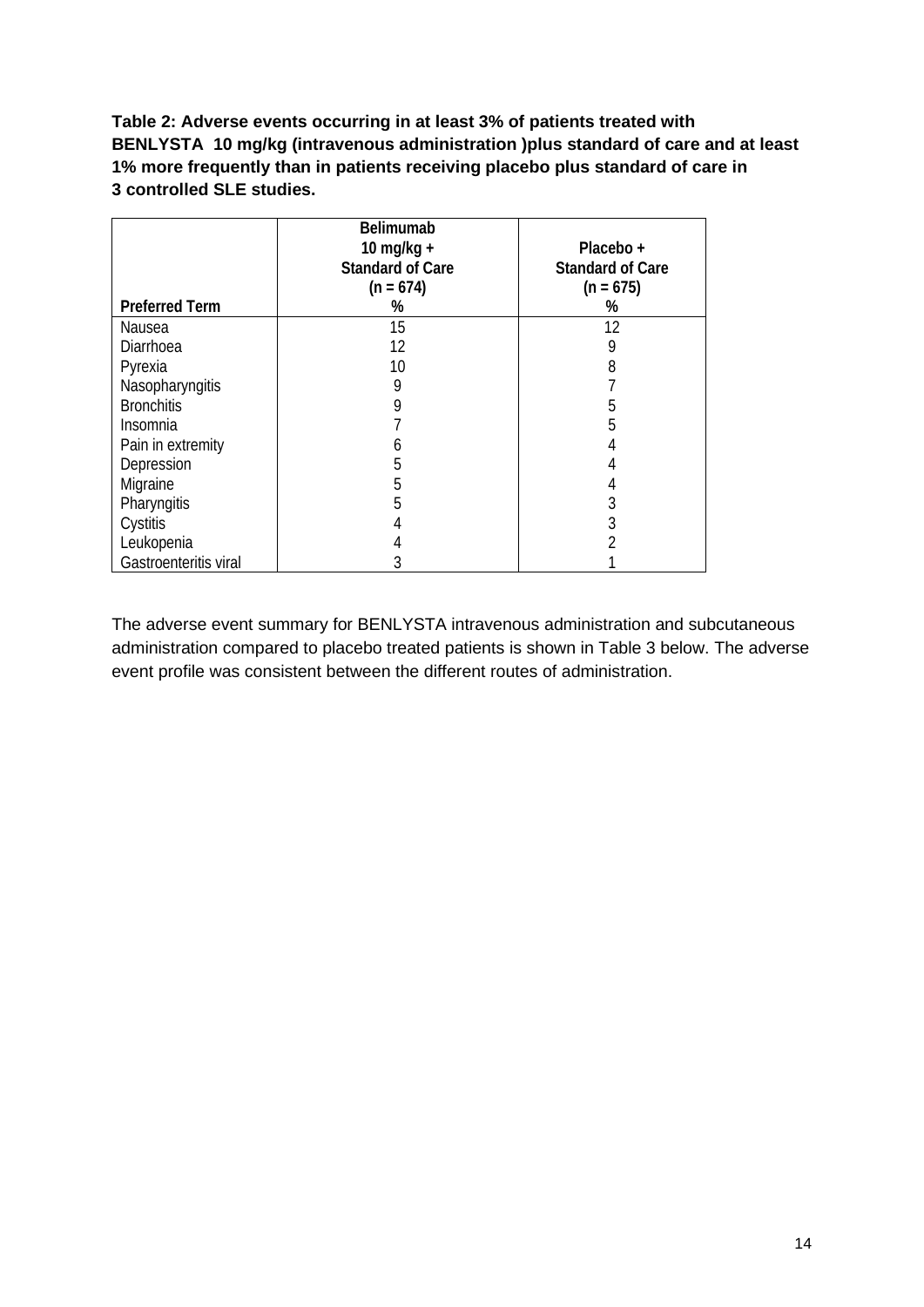**Table 2: Adverse events occurring in at least 3% of patients treated with BENLYSTA 10 mg/kg (intravenous administration )plus standard of care and at least 1% more frequently than in patients receiving placebo plus standard of care in 3 controlled SLE studies.**

| Preferred Term | Belimumab 10 mg/kg + Standard of Care (n = 674) % | Placebo + Standard of Care (n = 675) % |
|---|---|---|
| Nausea | 15 | 12 |
| Diarrhoea | 12 | 9 |
| Pyrexia | 10 | 8 |
| Nasopharyngitis | 9 | 7 |
| Bronchitis | 9 | 5 |
| Insomnia | 7 | 5 |
| Pain in extremity | 6 | 4 |
| Depression | 5 | 4 |
| Migraine | 5 | 4 |
| Pharyngitis | 5 | 3 |
| Cystitis | 4 | 3 |
| Leukopenia | 4 | 2 |
| Gastroenteritis viral | 3 | 1 |

The adverse event summary for BENLYSTA intravenous administration and subcutaneous administration compared to placebo treated patients is shown in Table 3 below. The adverse event profile was consistent between the different routes of administration.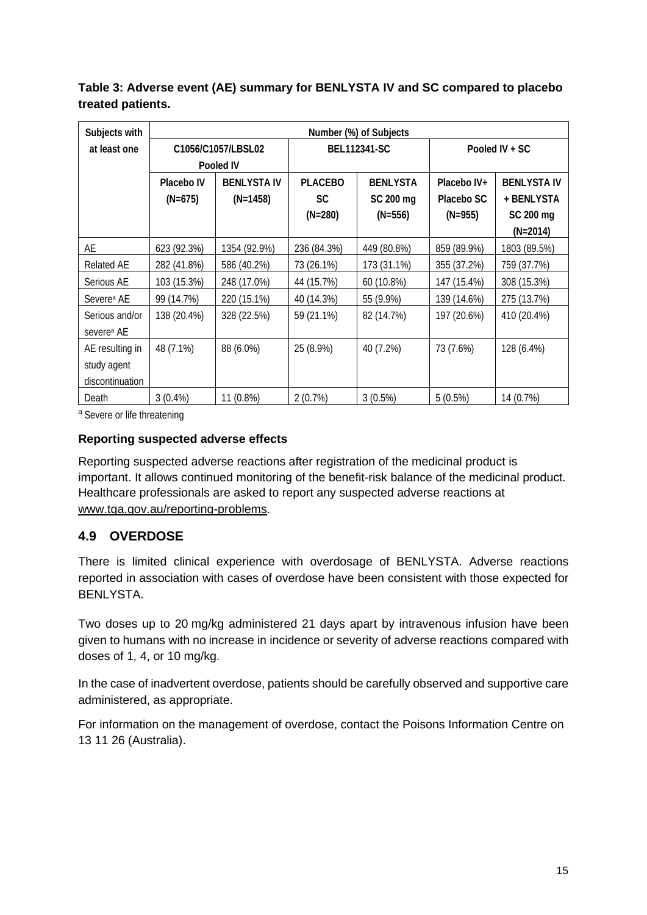**Table 3: Adverse event (AE) summary for BENLYSTA IV and SC compared to placebo treated patients.**

| Subjects with at least one | Number (%) of Subjects | | | | | |
|---|---|---|---|---|---|---|
| | C1056/C1057/LBSL02 Pooled IV | | BEL112341-SC | | Pooled IV + SC | |
| | Placebo IV (N=675) | BENLYSTA IV (N=1458) | PLACEBO SC (N=280) | BENLYSTA SC 200 mg (N=556) | Placebo IV+ Placebo SC (N=955) | BENLYSTA IV + BENLYSTA SC 200 mg (N=2014) |
| AE | 623 (92.3%) | 1354 (92.9%) | 236 (84.3%) | 449 (80.8%) | 859 (89.9%) | 1803 (89.5%) |
| Related AE | 282 (41.8%) | 586 (40.2%) | 73 (26.1%) | 173 (31.1%) | 355 (37.2%) | 759 (37.7%) |
| Serious AE | 103 (15.3%) | 248 (17.0%) | 44 (15.7%) | 60 (10.8%) | 147 (15.4%) | 308 (15.3%) |
| Severe[a] AE | 99 (14.7%) | 220 (15.1%) | 40 (14.3%) | 55 (9.9%) | 139 (14.6%) | 275 (13.7%) |
| Serious and/or severe[a] AE | 138 (20.4%) | 328 (22.5%) | 59 (21.1%) | 82 (14.7%) | 197 (20.6%) | 410 (20.4%) |
| AE resulting in study agent discontinuation | 48 (7.1%) | 88 (6.0%) | 25 (8.9%) | 40 (7.2%) | 73 (7.6%) | 128 (6.4%) |
| Death | 3 (0.4%) | 11 (0.8%) | 2 (0.7%) | 3 (0.5%) | 5 (0.5%) | 14 (0.7%) |

[a] Severe or life threatening

**Reporting suspected adverse effects**

Reporting suspected adverse reactions after registration of the medicinal product is important. It allows continued monitoring of the benefit-risk balance of the medicinal product. Healthcare professionals are asked to report any suspected adverse reactions at www.tga.gov.au/reporting-problems.

## 4.9 OVERDOSE

There is limited clinical experience with overdosage of BENLYSTA. Adverse reactions reported in association with cases of overdose have been consistent with those expected for BENLYSTA.

Two doses up to 20 mg/kg administered 21 days apart by intravenous infusion have been given to humans with no increase in incidence or severity of adverse reactions compared with doses of 1, 4, or 10 mg/kg.

In the case of inadvertent overdose, patients should be carefully observed and supportive care administered, as appropriate.

For information on the management of overdose, contact the Poisons Information Centre on 13 11 26 (Australia).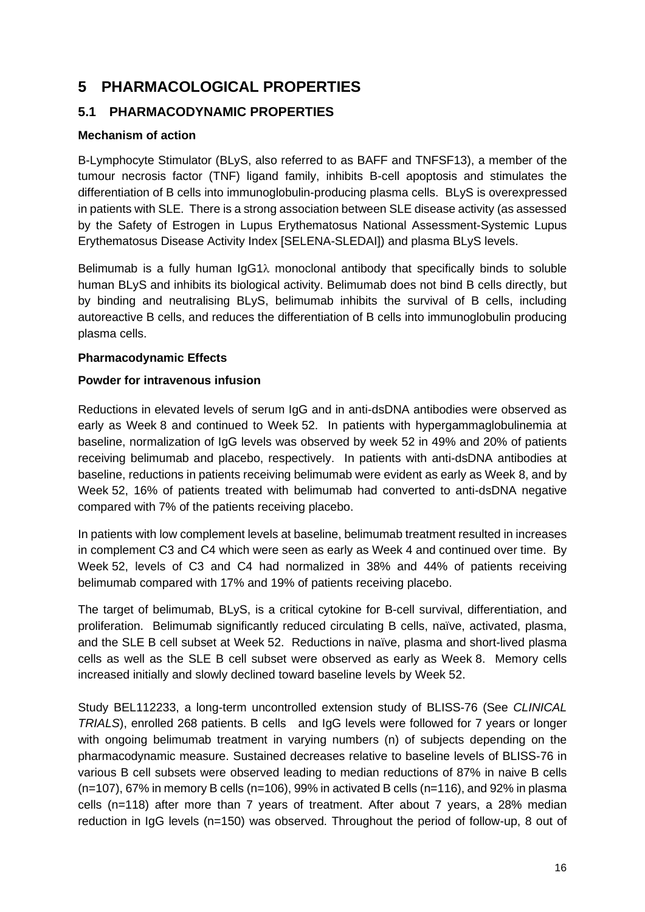# 5 PHARMACOLOGICAL PROPERTIES

## 5.1 PHARMACODYNAMIC PROPERTIES

**Mechanism of action**

B-Lymphocyte Stimulator (BLyS, also referred to as BAFF and TNFSF13), a member of the tumour necrosis factor (TNF) ligand family, inhibits B-cell apoptosis and stimulates the differentiation of B cells into immunoglobulin-producing plasma cells. BLyS is overexpressed in patients with SLE. There is a strong association between SLE disease activity (as assessed by the Safety of Estrogen in Lupus Erythematosus National Assessment-Systemic Lupus Erythematosus Disease Activity Index [SELENA-SLEDAI]) and plasma BLyS levels.

Belimumab is a fully human IgG1λ monoclonal antibody that specifically binds to soluble human BLyS and inhibits its biological activity. Belimumab does not bind B cells directly, but by binding and neutralising BLyS, belimumab inhibits the survival of B cells, including autoreactive B cells, and reduces the differentiation of B cells into immunoglobulin producing plasma cells.

**Pharmacodynamic Effects**

**Powder for intravenous infusion**

Reductions in elevated levels of serum IgG and in anti-dsDNA antibodies were observed as early as Week 8 and continued to Week 52. In patients with hypergammaglobulinemia at baseline, normalization of IgG levels was observed by week 52 in 49% and 20% of patients receiving belimumab and placebo, respectively. In patients with anti-dsDNA antibodies at baseline, reductions in patients receiving belimumab were evident as early as Week 8, and by Week 52, 16% of patients treated with belimumab had converted to anti-dsDNA negative compared with 7% of the patients receiving placebo.

In patients with low complement levels at baseline, belimumab treatment resulted in increases in complement C3 and C4 which were seen as early as Week 4 and continued over time. By Week 52, levels of C3 and C4 had normalized in 38% and 44% of patients receiving belimumab compared with 17% and 19% of patients receiving placebo.

The target of belimumab, BLyS, is a critical cytokine for B-cell survival, differentiation, and proliferation. Belimumab significantly reduced circulating B cells, naïve, activated, plasma, and the SLE B cell subset at Week 52. Reductions in naïve, plasma and short-lived plasma cells as well as the SLE B cell subset were observed as early as Week 8. Memory cells increased initially and slowly declined toward baseline levels by Week 52.

Study BEL112233, a long-term uncontrolled extension study of BLISS-76 (See *CLINICAL TRIALS*), enrolled 268 patients. B cells and IgG levels were followed for 7 years or longer with ongoing belimumab treatment in varying numbers (n) of subjects depending on the pharmacodynamic measure. Sustained decreases relative to baseline levels of BLISS-76 in various B cell subsets were observed leading to median reductions of 87% in naive B cells (n=107), 67% in memory B cells (n=106), 99% in activated B cells (n=116), and 92% in plasma cells (n=118) after more than 7 years of treatment. After about 7 years, a 28% median reduction in IgG levels (n=150) was observed. Throughout the period of follow-up, 8 out of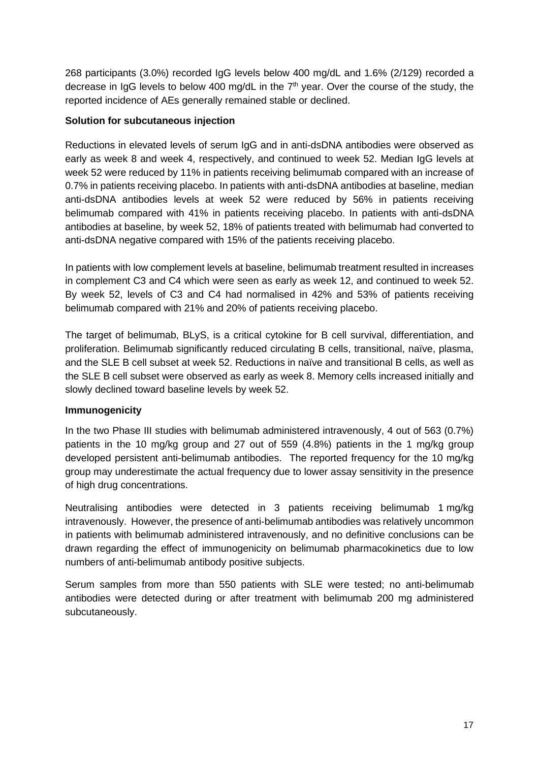268 participants (3.0%) recorded IgG levels below 400 mg/dL and 1.6% (2/129) recorded a decrease in IgG levels to below 400 mg/dL in the 7th year. Over the course of the study, the reported incidence of AEs generally remained stable or declined.

**Solution for subcutaneous injection**

Reductions in elevated levels of serum IgG and in anti-dsDNA antibodies were observed as early as week 8 and week 4, respectively, and continued to week 52. Median IgG levels at week 52 were reduced by 11% in patients receiving belimumab compared with an increase of 0.7% in patients receiving placebo. In patients with anti-dsDNA antibodies at baseline, median anti-dsDNA antibodies levels at week 52 were reduced by 56% in patients receiving belimumab compared with 41% in patients receiving placebo. In patients with anti-dsDNA antibodies at baseline, by week 52, 18% of patients treated with belimumab had converted to anti-dsDNA negative compared with 15% of the patients receiving placebo.

In patients with low complement levels at baseline, belimumab treatment resulted in increases in complement C3 and C4 which were seen as early as week 12, and continued to week 52. By week 52, levels of C3 and C4 had normalised in 42% and 53% of patients receiving belimumab compared with 21% and 20% of patients receiving placebo.

The target of belimumab, BLyS, is a critical cytokine for B cell survival, differentiation, and proliferation. Belimumab significantly reduced circulating B cells, transitional, naïve, plasma, and the SLE B cell subset at week 52. Reductions in naïve and transitional B cells, as well as the SLE B cell subset were observed as early as week 8. Memory cells increased initially and slowly declined toward baseline levels by week 52.

**Immunogenicity**

In the two Phase III studies with belimumab administered intravenously, 4 out of 563 (0.7%) patients in the 10 mg/kg group and 27 out of 559 (4.8%) patients in the 1 mg/kg group developed persistent anti-belimumab antibodies. The reported frequency for the 10 mg/kg group may underestimate the actual frequency due to lower assay sensitivity in the presence of high drug concentrations.

Neutralising antibodies were detected in 3 patients receiving belimumab 1 mg/kg intravenously. However, the presence of anti-belimumab antibodies was relatively uncommon in patients with belimumab administered intravenously, and no definitive conclusions can be drawn regarding the effect of immunogenicity on belimumab pharmacokinetics due to low numbers of anti-belimumab antibody positive subjects.

Serum samples from more than 550 patients with SLE were tested; no anti-belimumab antibodies were detected during or after treatment with belimumab 200 mg administered subcutaneously.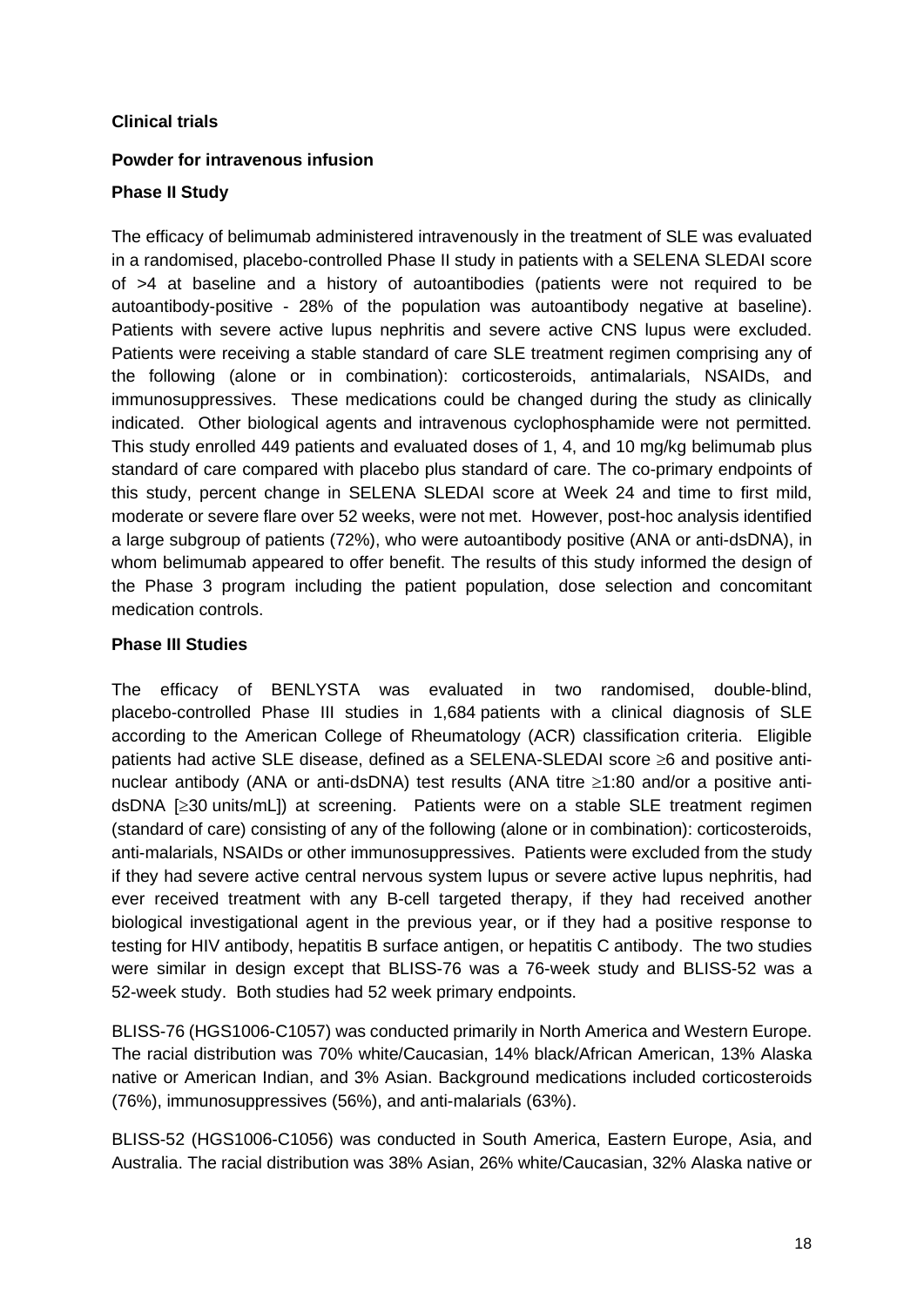**Clinical trials**

**Powder for intravenous infusion**

**Phase II Study**

The efficacy of belimumab administered intravenously in the treatment of SLE was evaluated in a randomised, placebo-controlled Phase II study in patients with a SELENA SLEDAI score of >4 at baseline and a history of autoantibodies (patients were not required to be autoantibody-positive - 28% of the population was autoantibody negative at baseline). Patients with severe active lupus nephritis and severe active CNS lupus were excluded. Patients were receiving a stable standard of care SLE treatment regimen comprising any of the following (alone or in combination): corticosteroids, antimalarials, NSAIDs, and immunosuppressives. These medications could be changed during the study as clinically indicated. Other biological agents and intravenous cyclophosphamide were not permitted. This study enrolled 449 patients and evaluated doses of 1, 4, and 10 mg/kg belimumab plus standard of care compared with placebo plus standard of care. The co-primary endpoints of this study, percent change in SELENA SLEDAI score at Week 24 and time to first mild, moderate or severe flare over 52 weeks, were not met. However, post-hoc analysis identified a large subgroup of patients (72%), who were autoantibody positive (ANA or anti-dsDNA), in whom belimumab appeared to offer benefit. The results of this study informed the design of the Phase 3 program including the patient population, dose selection and concomitant medication controls.

**Phase III Studies**

The efficacy of BENLYSTA was evaluated in two randomised, double-blind, placebo-controlled Phase III studies in 1,684 patients with a clinical diagnosis of SLE according to the American College of Rheumatology (ACR) classification criteria. Eligible patients had active SLE disease, defined as a SELENA-SLEDAI score ≥6 and positive anti-nuclear antibody (ANA or anti-dsDNA) test results (ANA titre ≥1:80 and/or a positive anti-dsDNA [≥30 units/mL]) at screening. Patients were on a stable SLE treatment regimen (standard of care) consisting of any of the following (alone or in combination): corticosteroids, anti-malarials, NSAIDs or other immunosuppressives. Patients were excluded from the study if they had severe active central nervous system lupus or severe active lupus nephritis, had ever received treatment with any B-cell targeted therapy, if they had received another biological investigational agent in the previous year, or if they had a positive response to testing for HIV antibody, hepatitis B surface antigen, or hepatitis C antibody. The two studies were similar in design except that BLISS-76 was a 76-week study and BLISS-52 was a 52-week study. Both studies had 52 week primary endpoints.

BLISS-76 (HGS1006-C1057) was conducted primarily in North America and Western Europe. The racial distribution was 70% white/Caucasian, 14% black/African American, 13% Alaska native or American Indian, and 3% Asian. Background medications included corticosteroids (76%), immunosuppressives (56%), and anti-malarials (63%).

BLISS-52 (HGS1006-C1056) was conducted in South America, Eastern Europe, Asia, and Australia. The racial distribution was 38% Asian, 26% white/Caucasian, 32% Alaska native or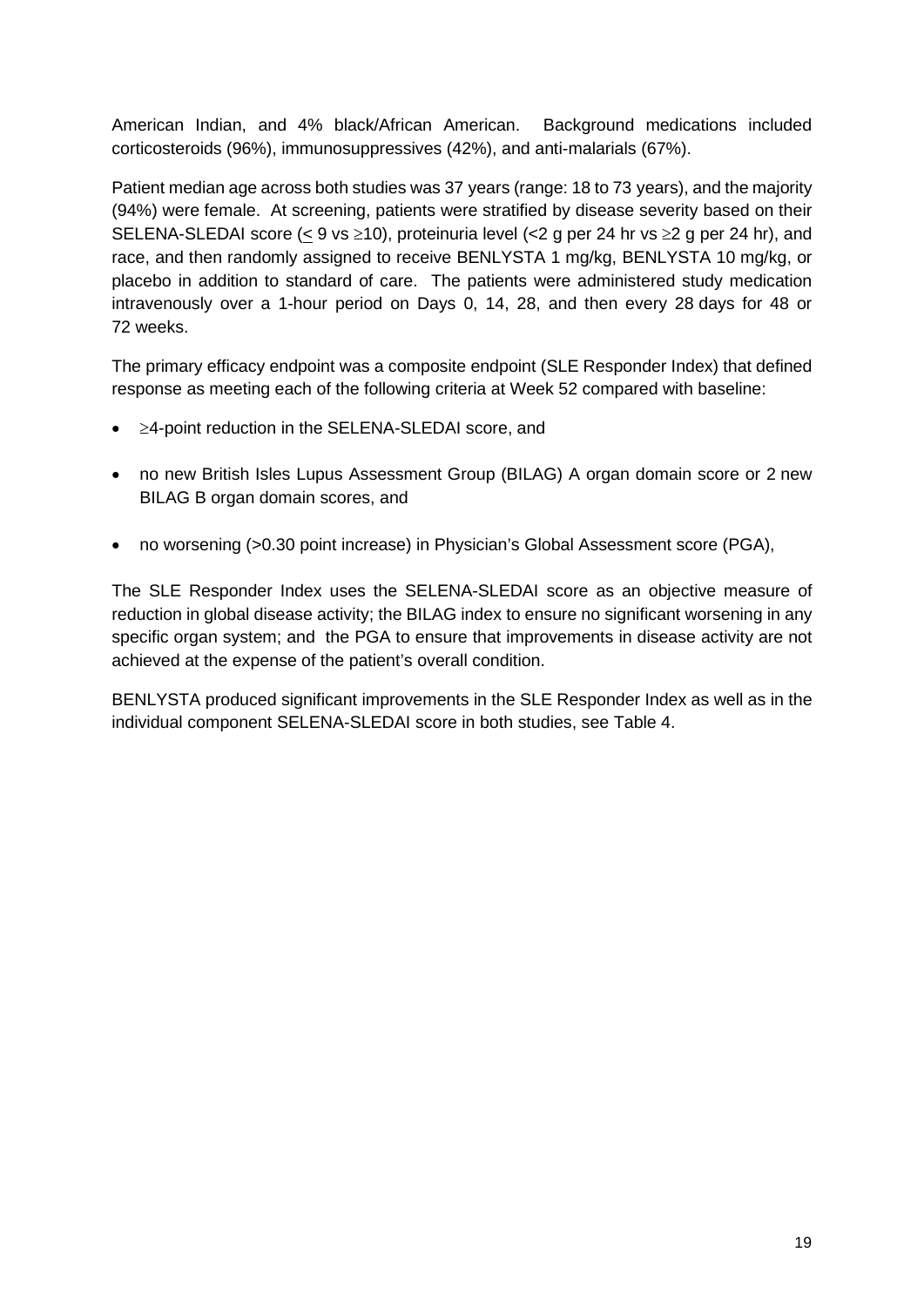American Indian, and 4% black/African American. Background medications included corticosteroids (96%), immunosuppressives (42%), and anti-malarials (67%).

Patient median age across both studies was 37 years (range: 18 to 73 years), and the majority (94%) were female. At screening, patients were stratified by disease severity based on their SELENA-SLEDAI score ($\leq$ 9 vs $\geq$10), proteinuria level (<2 g per 24 hr vs $\geq$2 g per 24 hr), and race, and then randomly assigned to receive BENLYSTA 1 mg/kg, BENLYSTA 10 mg/kg, or placebo in addition to standard of care. The patients were administered study medication intravenously over a 1-hour period on Days 0, 14, 28, and then every 28 days for 48 or 72 weeks.

The primary efficacy endpoint was a composite endpoint (SLE Responder Index) that defined response as meeting each of the following criteria at Week 52 compared with baseline:

- $\geq$4-point reduction in the SELENA-SLEDAI score, and
- no new British Isles Lupus Assessment Group (BILAG) A organ domain score or 2 new BILAG B organ domain scores, and
- no worsening (>0.30 point increase) in Physician's Global Assessment score (PGA),

The SLE Responder Index uses the SELENA-SLEDAI score as an objective measure of reduction in global disease activity; the BILAG index to ensure no significant worsening in any specific organ system; and the PGA to ensure that improvements in disease activity are not achieved at the expense of the patient's overall condition.

BENLYSTA produced significant improvements in the SLE Responder Index as well as in the individual component SELENA-SLEDAI score in both studies, see Table 4.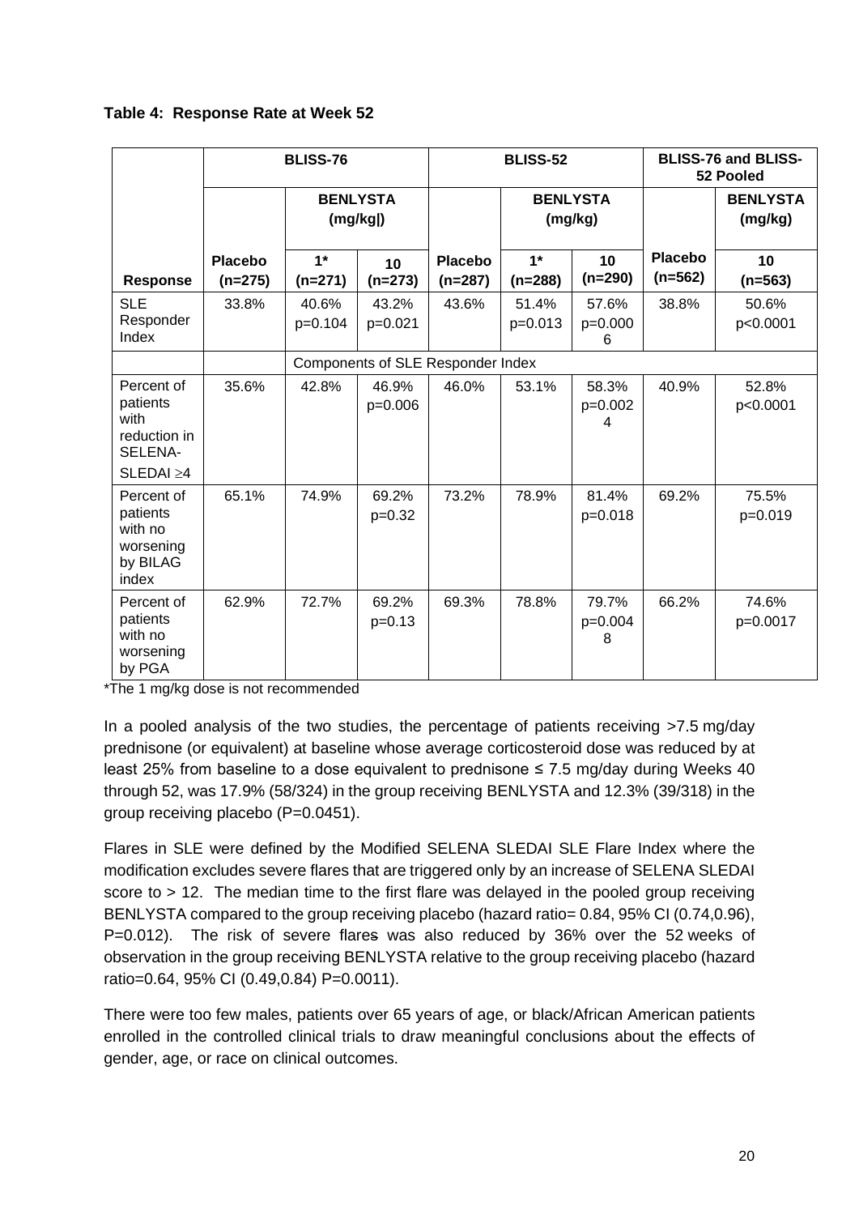**Table 4: Response Rate at Week 52**

| | BLISS-76 | | | BLISS-52 | | | BLISS-76 and BLISS-52 Pooled | |
|---|---|---|---|---|---|---|---|---|
| | | BENLYSTA (mg/kg\|) | | | BENLYSTA (mg/kg) | | | BENLYSTA (mg/kg) |
| **Response** | **Placebo (n=275)** | **1* (n=271)** | **10 (n=273)** | **Placebo (n=287)** | **1* (n=288)** | **10 (n=290)** | **Placebo (n=562)** | **10 (n=563)** |
| SLE Responder Index | 33.8% | 40.6% p=0.104 | 43.2% p=0.021 | 43.6% | 51.4% p=0.013 | 57.6% p=0.0006 | 38.8% | 50.6% p<0.0001 |
| | Components of SLE Responder Index | | | | | | | |
| Percent of patients with reduction in SELENA-SLEDAI ≥4 | 35.6% | 42.8% | 46.9% p=0.006 | 46.0% | 53.1% | 58.3% p=0.0024 | 40.9% | 52.8% p<0.0001 |
| Percent of patients with no worsening by BILAG index | 65.1% | 74.9% | 69.2% p=0.32 | 73.2% | 78.9% | 81.4% p=0.018 | 69.2% | 75.5% p=0.019 |
| Percent of patients with no worsening by PGA | 62.9% | 72.7% | 69.2% p=0.13 | 69.3% | 78.8% | 79.7% p=0.0048 | 66.2% | 74.6% p=0.0017 |

*The 1 mg/kg dose is not recommended

In a pooled analysis of the two studies, the percentage of patients receiving >7.5 mg/day prednisone (or equivalent) at baseline whose average corticosteroid dose was reduced by at least 25% from baseline to a dose equivalent to prednisone ≤ 7.5 mg/day during Weeks 40 through 52, was 17.9% (58/324) in the group receiving BENLYSTA and 12.3% (39/318) in the group receiving placebo (P=0.0451).

Flares in SLE were defined by the Modified SELENA SLEDAI SLE Flare Index where the modification excludes severe flares that are triggered only by an increase of SELENA SLEDAI score to > 12. The median time to the first flare was delayed in the pooled group receiving BENLYSTA compared to the group receiving placebo (hazard ratio= 0.84, 95% CI (0.74,0.96), P=0.012). The risk of severe flares was also reduced by 36% over the 52 weeks of observation in the group receiving BENLYSTA relative to the group receiving placebo (hazard ratio=0.64, 95% CI (0.49,0.84) P=0.0011).

There were too few males, patients over 65 years of age, or black/African American patients enrolled in the controlled clinical trials to draw meaningful conclusions about the effects of gender, age, or race on clinical outcomes.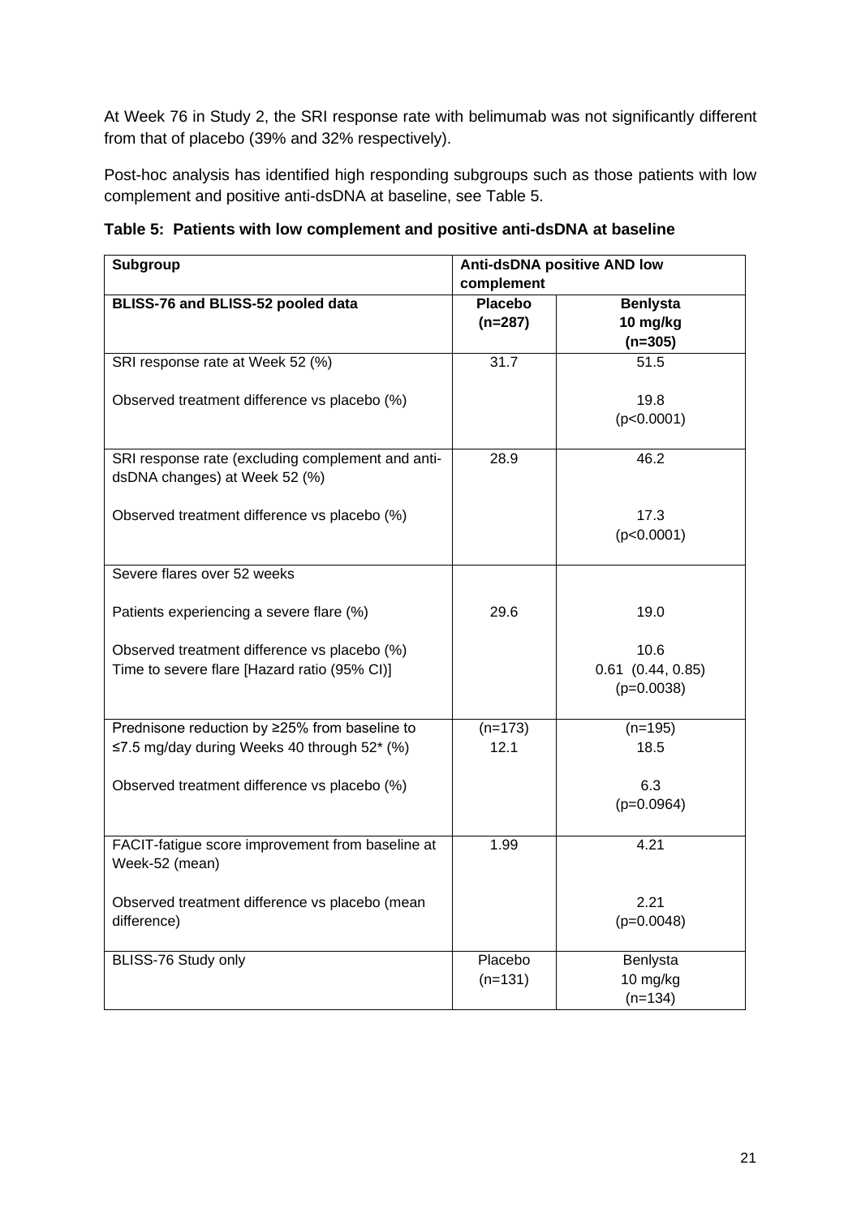At Week 76 in Study 2, the SRI response rate with belimumab was not significantly different from that of placebo (39% and 32% respectively).

Post-hoc analysis has identified high responding subgroups such as those patients with low complement and positive anti-dsDNA at baseline, see Table 5.

**Table 5: Patients with low complement and positive anti-dsDNA at baseline**

| **Subgroup** | **Anti-dsDNA positive AND low complement** | |
|---|---|---|
| **BLISS-76 and BLISS-52 pooled data** | **Placebo (n=287)** | **Benlysta 10 mg/kg (n=305)** |
| SRI response rate at Week 52 (%)<br><br>Observed treatment difference vs placebo (%) | 31.7 | 51.5<br><br>19.8<br>(p<0.0001) |
| SRI response rate (excluding complement and anti-dsDNA changes) at Week 52 (%)<br><br>Observed treatment difference vs placebo (%) | 28.9 | 46.2<br><br>17.3<br>(p<0.0001) |
| Severe flares over 52 weeks<br><br>Patients experiencing a severe flare (%)<br><br>Observed treatment difference vs placebo (%)<br>Time to severe flare [Hazard ratio (95% CI)] | <br><br>29.6 | <br><br>19.0<br><br>10.6<br>0.61 (0.44, 0.85)<br>(p=0.0038) |
| Prednisone reduction by ≥25% from baseline to ≤7.5 mg/day during Weeks 40 through 52* (%)<br><br>Observed treatment difference vs placebo (%) | (n=173)<br>12.1 | (n=195)<br>18.5<br><br>6.3<br>(p=0.0964) |
| FACIT-fatigue score improvement from baseline at Week-52 (mean)<br><br>Observed treatment difference vs placebo (mean difference) | 1.99 | 4.21<br><br>2.21<br>(p=0.0048) |
| BLISS-76 Study only | Placebo (n=131) | Benlysta 10 mg/kg (n=134) |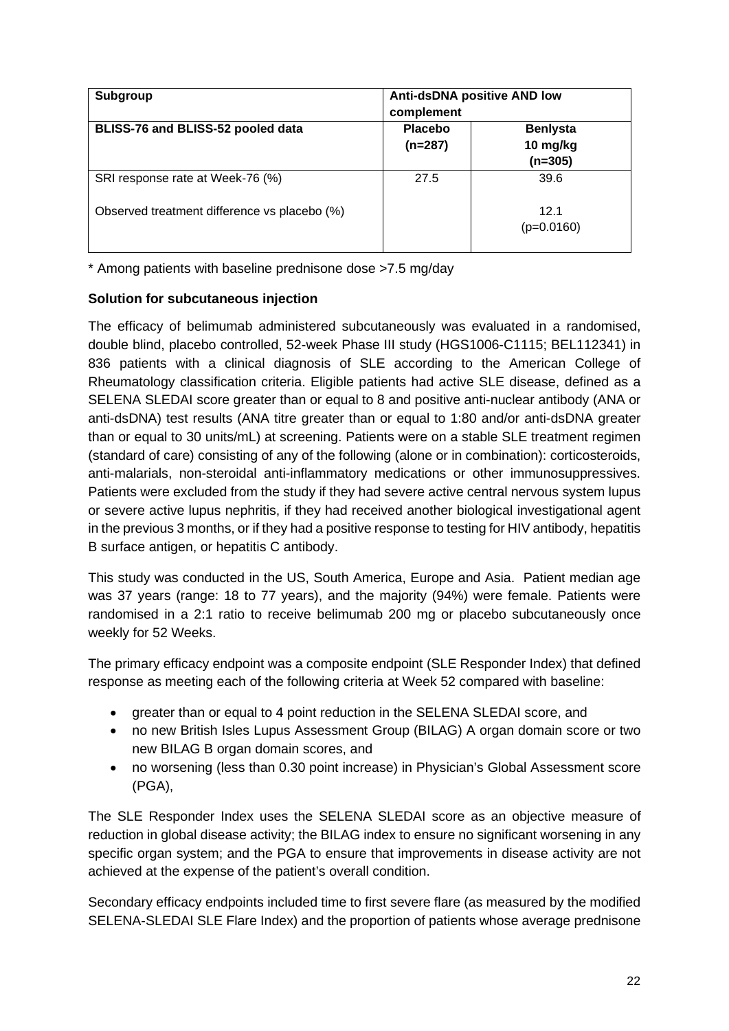| Subgroup | Anti-dsDNA positive AND low complement | |
|---|---|---|
| **BLISS-76 and BLISS-52 pooled data** | **Placebo (n=287)** | **Benlysta 10 mg/kg (n=305)** |
| SRI response rate at Week-76 (%) | 27.5 | 39.6 |
| Observed treatment difference vs placebo (%) | | 12.1 (p=0.0160) |

* Among patients with baseline prednisone dose >7.5 mg/day

**Solution for subcutaneous injection**

The efficacy of belimumab administered subcutaneously was evaluated in a randomised, double blind, placebo controlled, 52-week Phase III study (HGS1006-C1115; BEL112341) in 836 patients with a clinical diagnosis of SLE according to the American College of Rheumatology classification criteria. Eligible patients had active SLE disease, defined as a SELENA SLEDAI score greater than or equal to 8 and positive anti-nuclear antibody (ANA or anti-dsDNA) test results (ANA titre greater than or equal to 1:80 and/or anti-dsDNA greater than or equal to 30 units/mL) at screening. Patients were on a stable SLE treatment regimen (standard of care) consisting of any of the following (alone or in combination): corticosteroids, anti-malarials, non-steroidal anti-inflammatory medications or other immunosuppressives. Patients were excluded from the study if they had severe active central nervous system lupus or severe active lupus nephritis, if they had received another biological investigational agent in the previous 3 months, or if they had a positive response to testing for HIV antibody, hepatitis B surface antigen, or hepatitis C antibody.

This study was conducted in the US, South America, Europe and Asia. Patient median age was 37 years (range: 18 to 77 years), and the majority (94%) were female. Patients were randomised in a 2:1 ratio to receive belimumab 200 mg or placebo subcutaneously once weekly for 52 Weeks.

The primary efficacy endpoint was a composite endpoint (SLE Responder Index) that defined response as meeting each of the following criteria at Week 52 compared with baseline:

- greater than or equal to 4 point reduction in the SELENA SLEDAI score, and
- no new British Isles Lupus Assessment Group (BILAG) A organ domain score or two new BILAG B organ domain scores, and
- no worsening (less than 0.30 point increase) in Physician's Global Assessment score (PGA),

The SLE Responder Index uses the SELENA SLEDAI score as an objective measure of reduction in global disease activity; the BILAG index to ensure no significant worsening in any specific organ system; and the PGA to ensure that improvements in disease activity are not achieved at the expense of the patient's overall condition.

Secondary efficacy endpoints included time to first severe flare (as measured by the modified SELENA-SLEDAI SLE Flare Index) and the proportion of patients whose average prednisone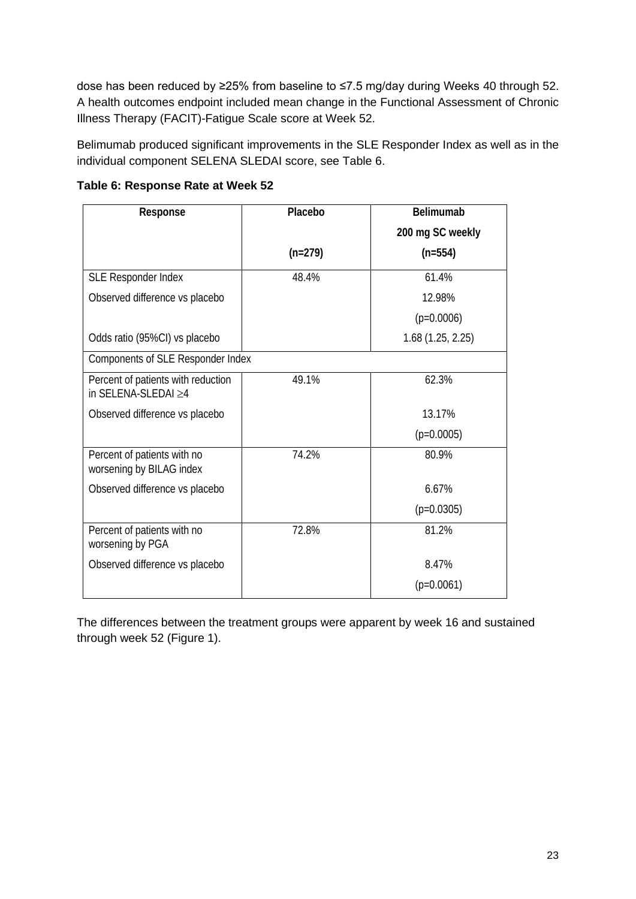dose has been reduced by ≥25% from baseline to ≤7.5 mg/day during Weeks 40 through 52. A health outcomes endpoint included mean change in the Functional Assessment of Chronic Illness Therapy (FACIT)-Fatigue Scale score at Week 52.

Belimumab produced significant improvements in the SLE Responder Index as well as in the individual component SELENA SLEDAI score, see Table 6.

**Table 6: Response Rate at Week 52**

| Response | Placebo (n=279) | Belimumab 200 mg SC weekly (n=554) |
|---|---|---|
| SLE Responder Index | 48.4% | 61.4% |
| Observed difference vs placebo | | 12.98% (p=0.0006) |
| Odds ratio (95%CI) vs placebo | | 1.68 (1.25, 2.25) |
| Components of SLE Responder Index | | |
| Percent of patients with reduction in SELENA-SLEDAI ≥4 | 49.1% | 62.3% |
| Observed difference vs placebo | | 13.17% (p=0.0005) |
| Percent of patients with no worsening by BILAG index | 74.2% | 80.9% |
| Observed difference vs placebo | | 6.67% (p=0.0305) |
| Percent of patients with no worsening by PGA | 72.8% | 81.2% |
| Observed difference vs placebo | | 8.47% (p=0.0061) |

The differences between the treatment groups were apparent by week 16 and sustained through week 52 (Figure 1).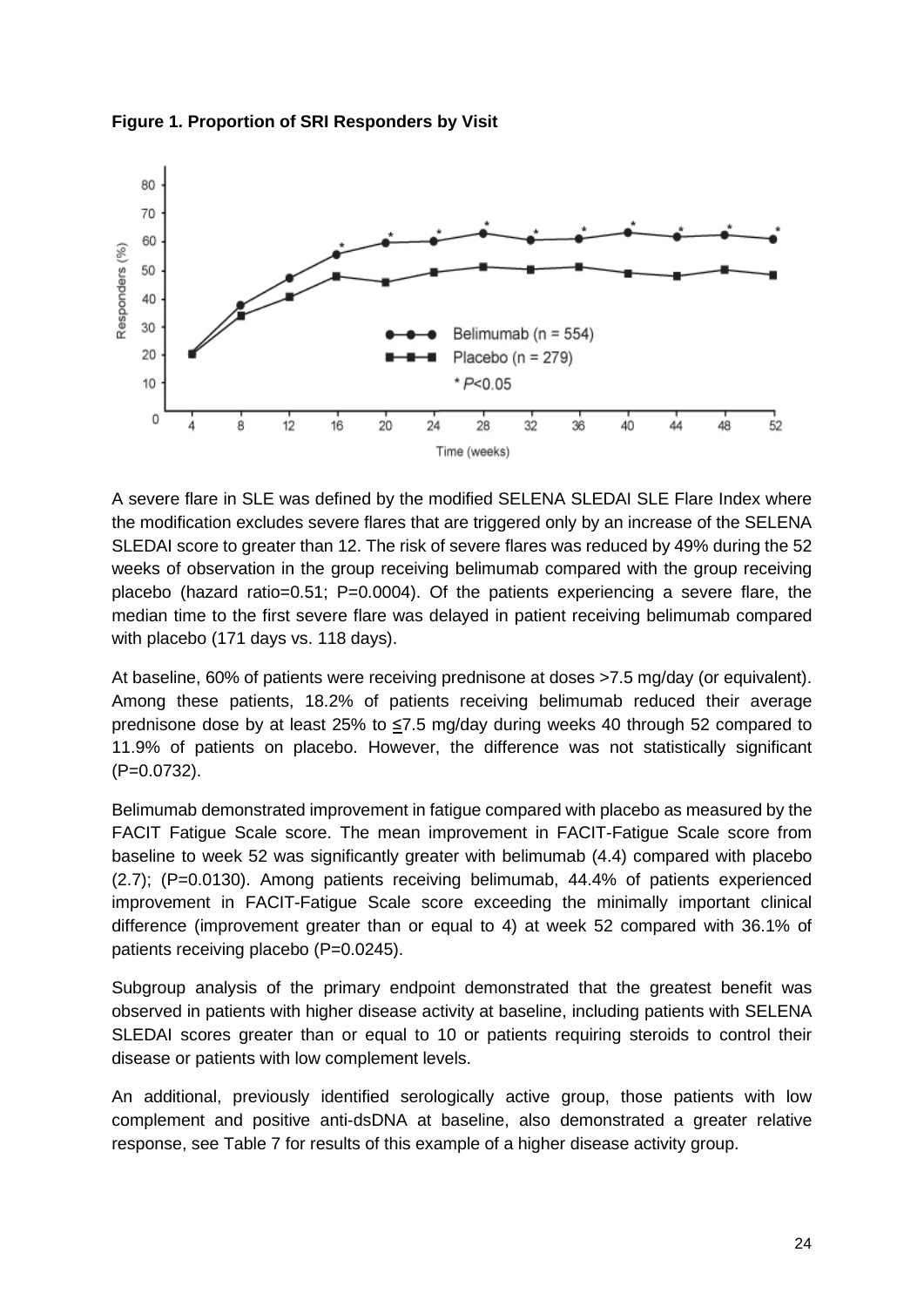**Figure 1. Proportion of SRI Responders by Visit**

A severe flare in SLE was defined by the modified SELENA SLEDAI SLE Flare Index where the modification excludes severe flares that are triggered only by an increase of the SELENA SLEDAI score to greater than 12. The risk of severe flares was reduced by 49% during the 52 weeks of observation in the group receiving belimumab compared with the group receiving placebo (hazard ratio=0.51; P=0.0004). Of the patients experiencing a severe flare, the median time to the first severe flare was delayed in patient receiving belimumab compared with placebo (171 days vs. 118 days).

At baseline, 60% of patients were receiving prednisone at doses >7.5 mg/day (or equivalent). Among these patients, 18.2% of patients receiving belimumab reduced their average prednisone dose by at least 25% to ≤7.5 mg/day during weeks 40 through 52 compared to 11.9% of patients on placebo. However, the difference was not statistically significant (P=0.0732).

Belimumab demonstrated improvement in fatigue compared with placebo as measured by the FACIT Fatigue Scale score. The mean improvement in FACIT-Fatigue Scale score from baseline to week 52 was significantly greater with belimumab (4.4) compared with placebo (2.7); (P=0.0130). Among patients receiving belimumab, 44.4% of patients experienced improvement in FACIT-Fatigue Scale score exceeding the minimally important clinical difference (improvement greater than or equal to 4) at week 52 compared with 36.1% of patients receiving placebo (P=0.0245).

Subgroup analysis of the primary endpoint demonstrated that the greatest benefit was observed in patients with higher disease activity at baseline, including patients with SELENA SLEDAI scores greater than or equal to 10 or patients requiring steroids to control their disease or patients with low complement levels.

An additional, previously identified serologically active group, those patients with low complement and positive anti-dsDNA at baseline, also demonstrated a greater relative response, see Table 7 for results of this example of a higher disease activity group.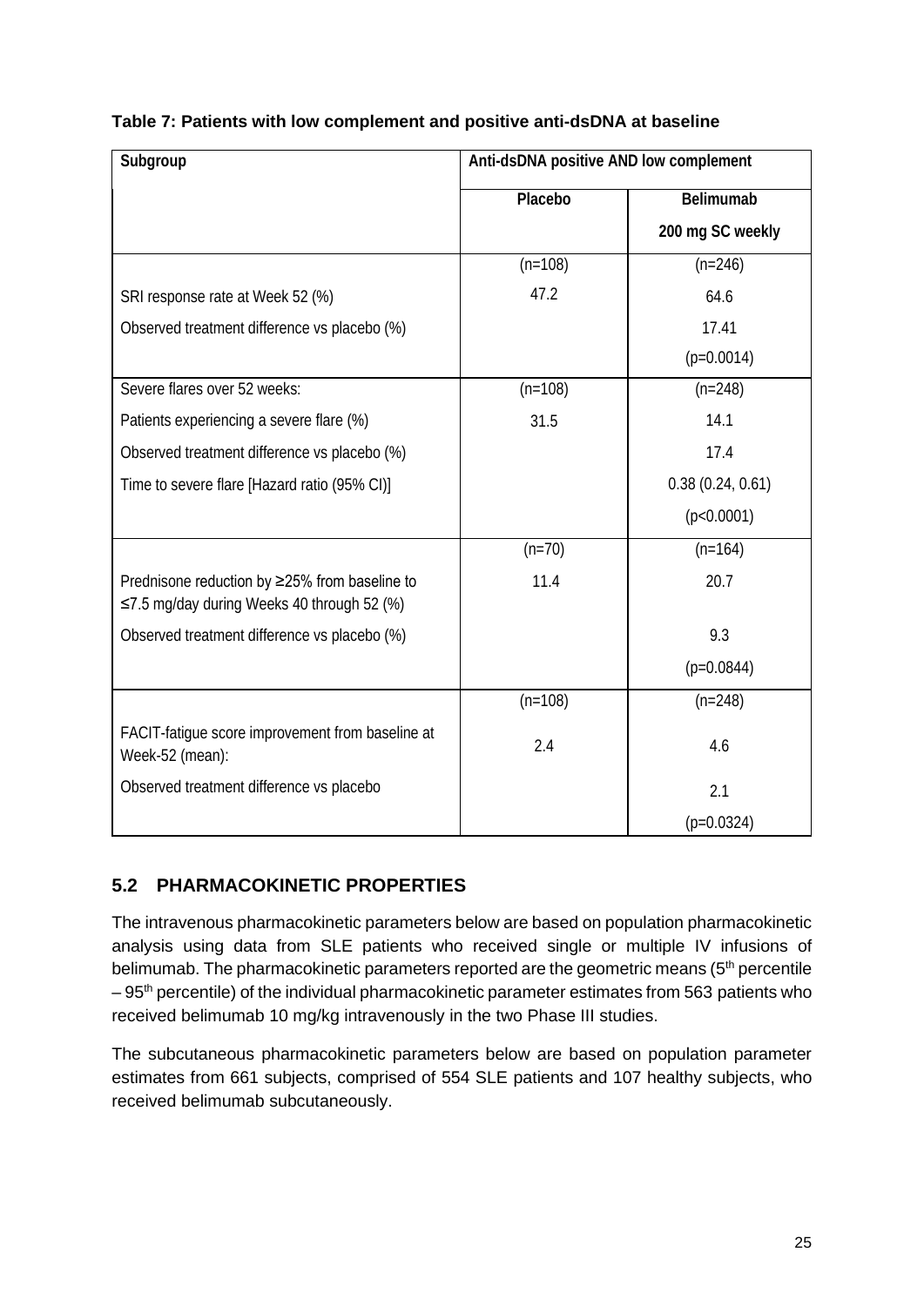**Table 7: Patients with low complement and positive anti-dsDNA at baseline**

| Subgroup | Anti-dsDNA positive AND low complement | |
|---|---|---|
| | Placebo | Belimumab 200 mg SC weekly |
| | (n=108) | (n=246) |
| SRI response rate at Week 52 (%) | 47.2 | 64.6 |
| Observed treatment difference vs placebo (%) | | 17.41 |
| | | (p=0.0014) |
| Severe flares over 52 weeks: | (n=108) | (n=248) |
| Patients experiencing a severe flare (%) | 31.5 | 14.1 |
| Observed treatment difference vs placebo (%) | | 17.4 |
| Time to severe flare [Hazard ratio (95% CI)] | | 0.38 (0.24, 0.61) |
| | | (p<0.0001) |
| | (n=70) | (n=164) |
| Prednisone reduction by ≥25% from baseline to ≤7.5 mg/day during Weeks 40 through 52 (%) | 11.4 | 20.7 |
| Observed treatment difference vs placebo (%) | | 9.3 |
| | | (p=0.0844) |
| | (n=108) | (n=248) |
| FACIT-fatigue score improvement from baseline at Week-52 (mean): | 2.4 | 4.6 |
| Observed treatment difference vs placebo | | 2.1 |
| | | (p=0.0324) |

## 5.2 PHARMACOKINETIC PROPERTIES

The intravenous pharmacokinetic parameters below are based on population pharmacokinetic analysis using data from SLE patients who received single or multiple IV infusions of belimumab. The pharmacokinetic parameters reported are the geometric means (5th percentile – 95th percentile) of the individual pharmacokinetic parameter estimates from 563 patients who received belimumab 10 mg/kg intravenously in the two Phase III studies.

The subcutaneous pharmacokinetic parameters below are based on population parameter estimates from 661 subjects, comprised of 554 SLE patients and 107 healthy subjects, who received belimumab subcutaneously.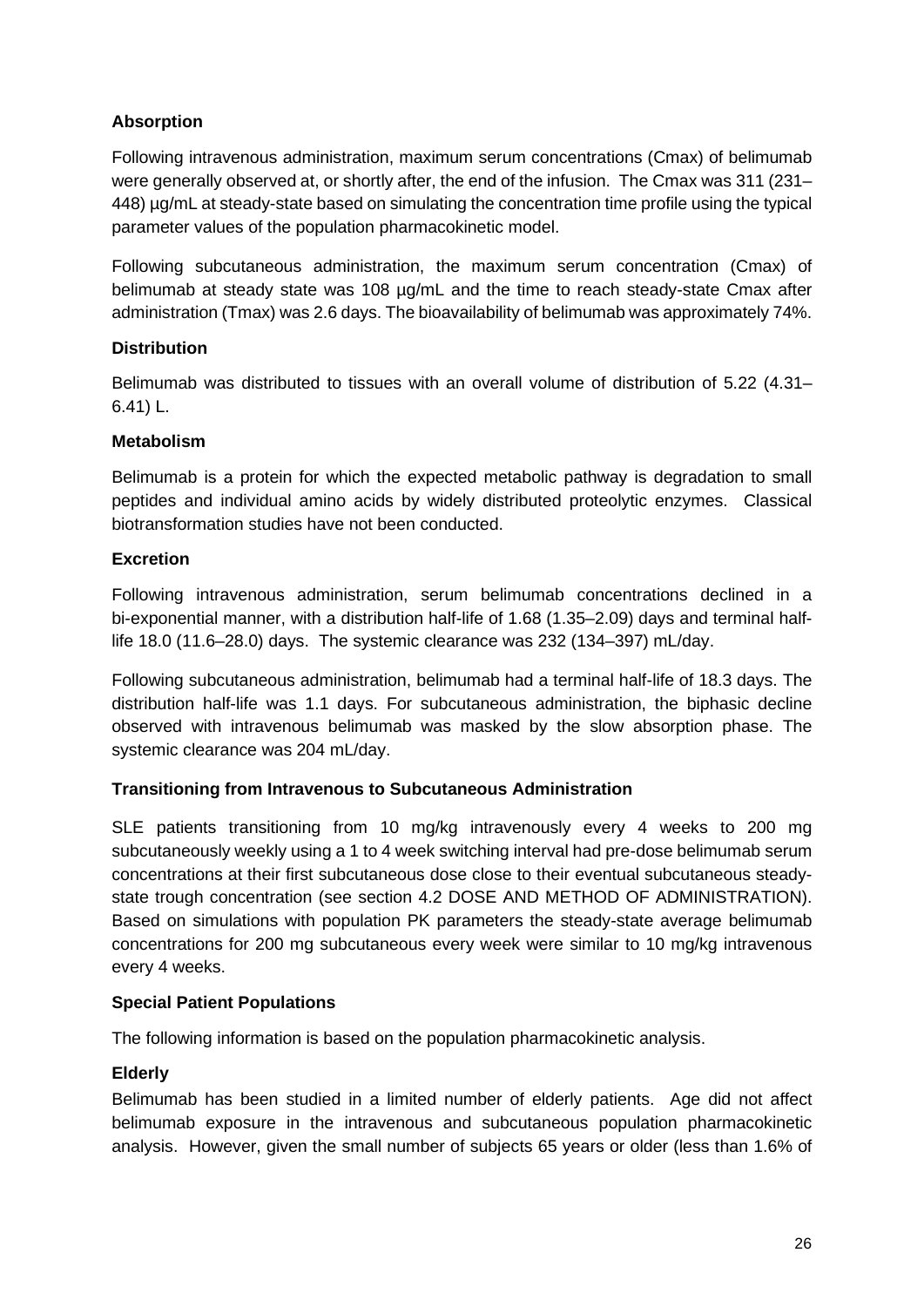### Absorption

Following intravenous administration, maximum serum concentrations (Cmax) of belimumab were generally observed at, or shortly after, the end of the infusion. The Cmax was 311 (231–448) µg/mL at steady-state based on simulating the concentration time profile using the typical parameter values of the population pharmacokinetic model.

Following subcutaneous administration, the maximum serum concentration (Cmax) of belimumab at steady state was 108 µg/mL and the time to reach steady-state Cmax after administration (Tmax) was 2.6 days. The bioavailability of belimumab was approximately 74%.

### Distribution

Belimumab was distributed to tissues with an overall volume of distribution of 5.22 (4.31–6.41) L.

### Metabolism

Belimumab is a protein for which the expected metabolic pathway is degradation to small peptides and individual amino acids by widely distributed proteolytic enzymes. Classical biotransformation studies have not been conducted.

### Excretion

Following intravenous administration, serum belimumab concentrations declined in a bi-exponential manner, with a distribution half-life of 1.68 (1.35–2.09) days and terminal half-life 18.0 (11.6–28.0) days. The systemic clearance was 232 (134–397) mL/day.

Following subcutaneous administration, belimumab had a terminal half-life of 18.3 days. The distribution half-life was 1.1 days. For subcutaneous administration, the biphasic decline observed with intravenous belimumab was masked by the slow absorption phase. The systemic clearance was 204 mL/day.

### Transitioning from Intravenous to Subcutaneous Administration

SLE patients transitioning from 10 mg/kg intravenously every 4 weeks to 200 mg subcutaneously weekly using a 1 to 4 week switching interval had pre-dose belimumab serum concentrations at their first subcutaneous dose close to their eventual subcutaneous steady-state trough concentration (see section 4.2 DOSE AND METHOD OF ADMINISTRATION). Based on simulations with population PK parameters the steady-state average belimumab concentrations for 200 mg subcutaneous every week were similar to 10 mg/kg intravenous every 4 weeks.

### Special Patient Populations

The following information is based on the population pharmacokinetic analysis.

### Elderly

Belimumab has been studied in a limited number of elderly patients. Age did not affect belimumab exposure in the intravenous and subcutaneous population pharmacokinetic analysis. However, given the small number of subjects 65 years or older (less than 1.6% of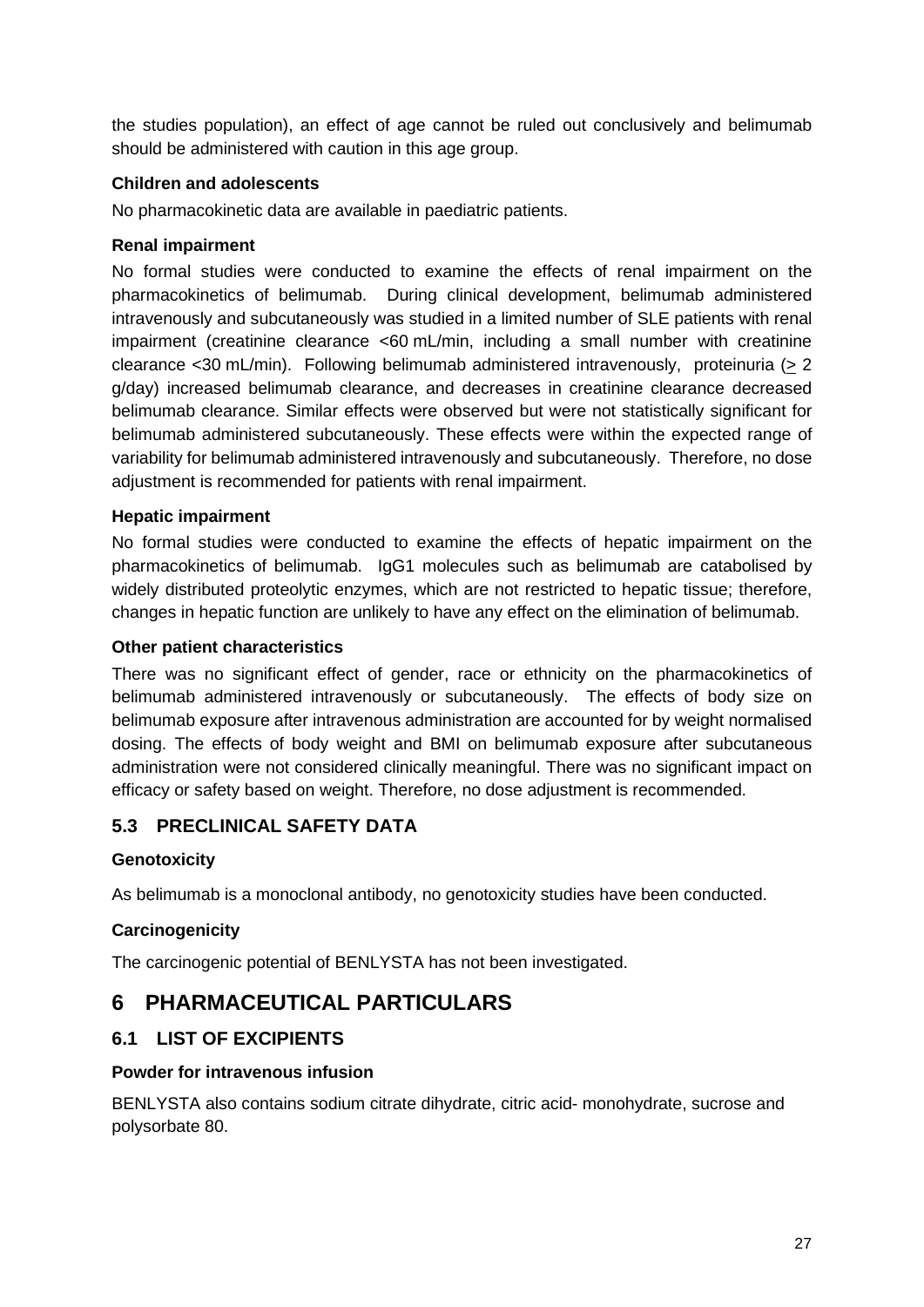the studies population), an effect of age cannot be ruled out conclusively and belimumab should be administered with caution in this age group.

**Children and adolescents**

No pharmacokinetic data are available in paediatric patients.

**Renal impairment**

No formal studies were conducted to examine the effects of renal impairment on the pharmacokinetics of belimumab. During clinical development, belimumab administered intravenously and subcutaneously was studied in a limited number of SLE patients with renal impairment (creatinine clearance <60 mL/min, including a small number with creatinine clearance <30 mL/min). Following belimumab administered intravenously, proteinuria (≥ 2 g/day) increased belimumab clearance, and decreases in creatinine clearance decreased belimumab clearance. Similar effects were observed but were not statistically significant for belimumab administered subcutaneously. These effects were within the expected range of variability for belimumab administered intravenously and subcutaneously. Therefore, no dose adjustment is recommended for patients with renal impairment.

**Hepatic impairment**

No formal studies were conducted to examine the effects of hepatic impairment on the pharmacokinetics of belimumab. IgG1 molecules such as belimumab are catabolised by widely distributed proteolytic enzymes, which are not restricted to hepatic tissue; therefore, changes in hepatic function are unlikely to have any effect on the elimination of belimumab.

**Other patient characteristics**

There was no significant effect of gender, race or ethnicity on the pharmacokinetics of belimumab administered intravenously or subcutaneously. The effects of body size on belimumab exposure after intravenous administration are accounted for by weight normalised dosing. The effects of body weight and BMI on belimumab exposure after subcutaneous administration were not considered clinically meaningful. There was no significant impact on efficacy or safety based on weight. Therefore, no dose adjustment is recommended.

## 5.3 PRECLINICAL SAFETY DATA

**Genotoxicity**

As belimumab is a monoclonal antibody, no genotoxicity studies have been conducted.

**Carcinogenicity**

The carcinogenic potential of BENLYSTA has not been investigated.

# 6 PHARMACEUTICAL PARTICULARS

## 6.1 LIST OF EXCIPIENTS

**Powder for intravenous infusion**

BENLYSTA also contains sodium citrate dihydrate, citric acid- monohydrate, sucrose and polysorbate 80.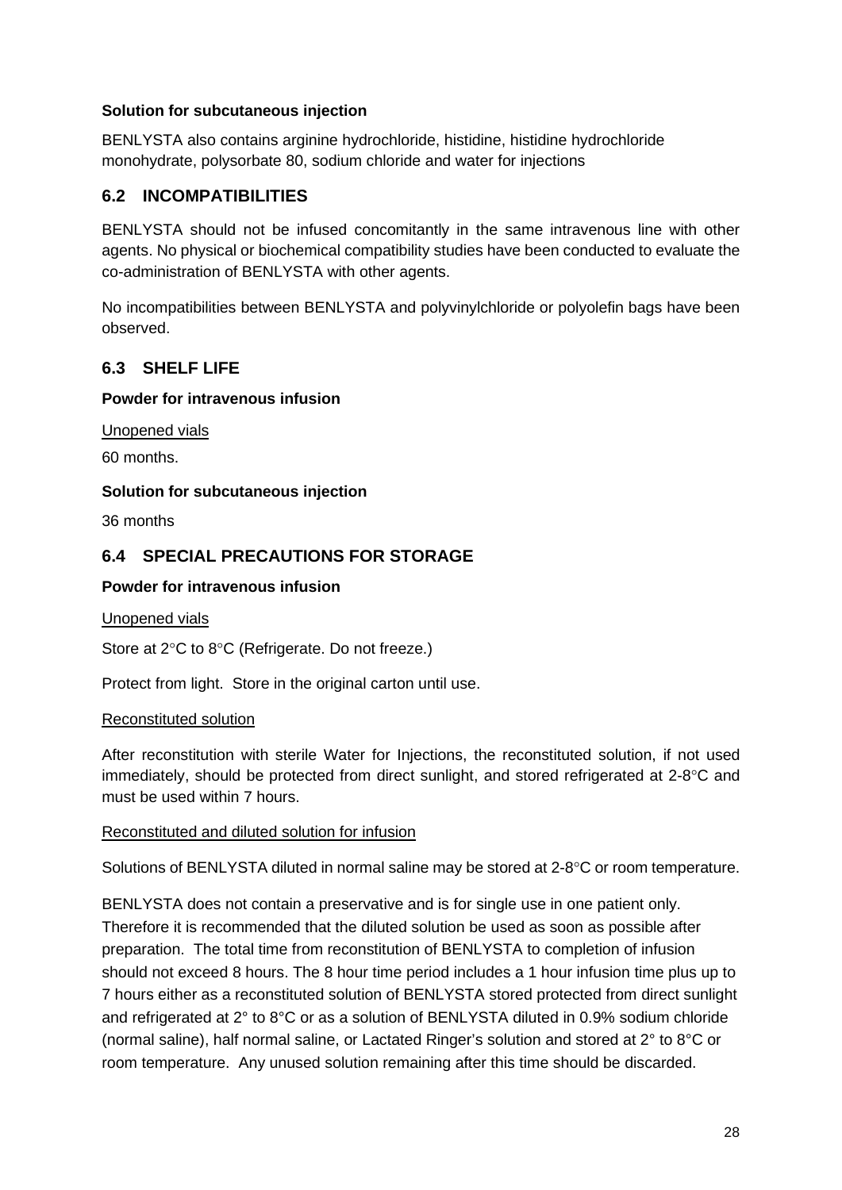**Solution for subcutaneous injection**

BENLYSTA also contains arginine hydrochloride, histidine, histidine hydrochloride monohydrate, polysorbate 80, sodium chloride and water for injections

## 6.2 INCOMPATIBILITIES

BENLYSTA should not be infused concomitantly in the same intravenous line with other agents. No physical or biochemical compatibility studies have been conducted to evaluate the co-administration of BENLYSTA with other agents.

No incompatibilities between BENLYSTA and polyvinylchloride or polyolefin bags have been observed.

## 6.3 SHELF LIFE

**Powder for intravenous infusion**

Unopened vials

60 months.

**Solution for subcutaneous injection**

36 months

## 6.4 SPECIAL PRECAUTIONS FOR STORAGE

**Powder for intravenous infusion**

Unopened vials

Store at 2°C to 8°C (Refrigerate. Do not freeze.)

Protect from light. Store in the original carton until use.

Reconstituted solution

After reconstitution with sterile Water for Injections, the reconstituted solution, if not used immediately, should be protected from direct sunlight, and stored refrigerated at 2-8°C and must be used within 7 hours.

Reconstituted and diluted solution for infusion

Solutions of BENLYSTA diluted in normal saline may be stored at 2-8°C or room temperature.

BENLYSTA does not contain a preservative and is for single use in one patient only. Therefore it is recommended that the diluted solution be used as soon as possible after preparation. The total time from reconstitution of BENLYSTA to completion of infusion should not exceed 8 hours. The 8 hour time period includes a 1 hour infusion time plus up to 7 hours either as a reconstituted solution of BENLYSTA stored protected from direct sunlight and refrigerated at 2° to 8°C or as a solution of BENLYSTA diluted in 0.9% sodium chloride (normal saline), half normal saline, or Lactated Ringer's solution and stored at 2° to 8°C or room temperature. Any unused solution remaining after this time should be discarded.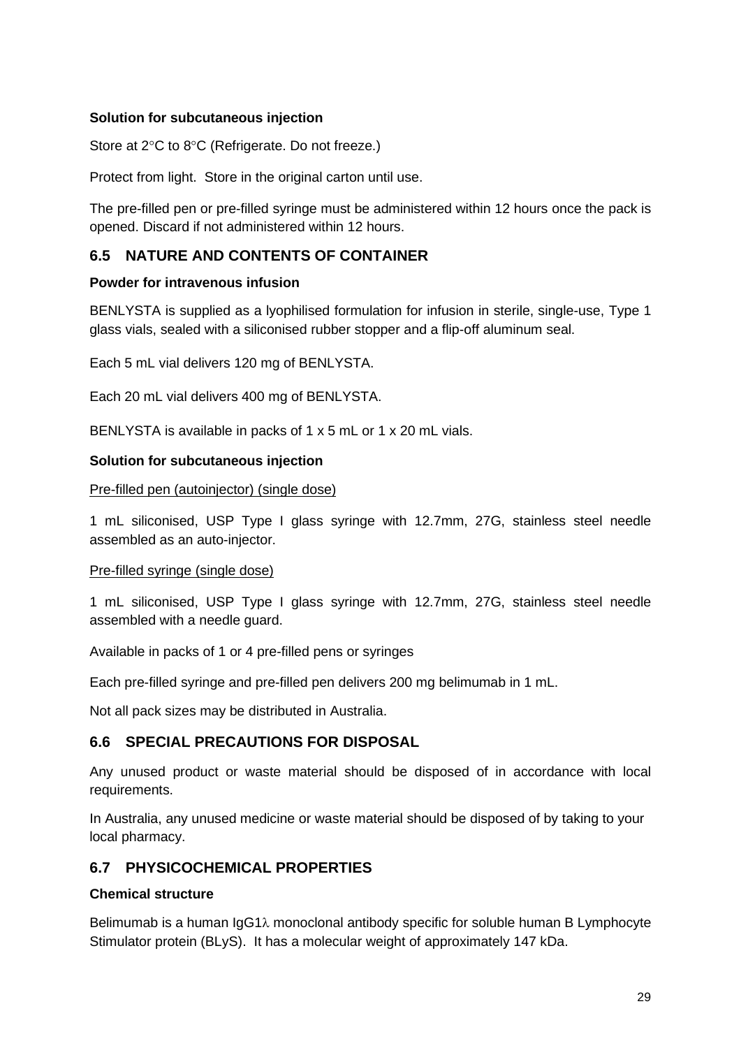**Solution for subcutaneous injection**

Store at 2°C to 8°C (Refrigerate. Do not freeze.)

Protect from light. Store in the original carton until use.

The pre-filled pen or pre-filled syringe must be administered within 12 hours once the pack is opened. Discard if not administered within 12 hours.

## 6.5 NATURE AND CONTENTS OF CONTAINER

**Powder for intravenous infusion**

BENLYSTA is supplied as a lyophilised formulation for infusion in sterile, single-use, Type 1 glass vials, sealed with a siliconised rubber stopper and a flip-off aluminum seal.

Each 5 mL vial delivers 120 mg of BENLYSTA.

Each 20 mL vial delivers 400 mg of BENLYSTA.

BENLYSTA is available in packs of 1 x 5 mL or 1 x 20 mL vials.

**Solution for subcutaneous injection**

Pre-filled pen (autoinjector) (single dose)

1 mL siliconised, USP Type I glass syringe with 12.7mm, 27G, stainless steel needle assembled as an auto-injector.

Pre-filled syringe (single dose)

1 mL siliconised, USP Type I glass syringe with 12.7mm, 27G, stainless steel needle assembled with a needle guard.

Available in packs of 1 or 4 pre-filled pens or syringes

Each pre-filled syringe and pre-filled pen delivers 200 mg belimumab in 1 mL.

Not all pack sizes may be distributed in Australia.

## 6.6 SPECIAL PRECAUTIONS FOR DISPOSAL

Any unused product or waste material should be disposed of in accordance with local requirements.

In Australia, any unused medicine or waste material should be disposed of by taking to your local pharmacy.

## 6.7 PHYSICOCHEMICAL PROPERTIES

**Chemical structure**

Belimumab is a human IgG1λ monoclonal antibody specific for soluble human B Lymphocyte Stimulator protein (BLyS). It has a molecular weight of approximately 147 kDa.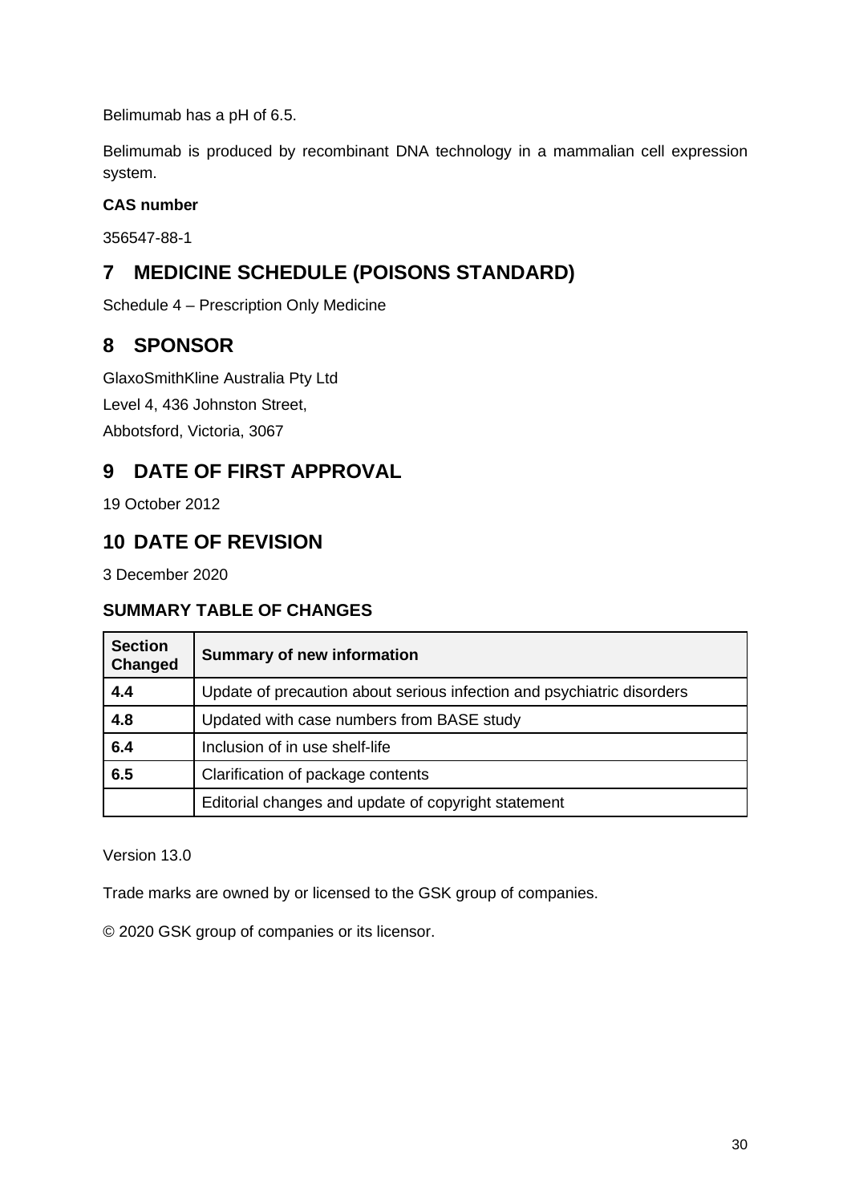Belimumab has a pH of 6.5.

Belimumab is produced by recombinant DNA technology in a mammalian cell expression system.

**CAS number**

356547-88-1

## 7 MEDICINE SCHEDULE (POISONS STANDARD)

Schedule 4 – Prescription Only Medicine

## 8 SPONSOR

GlaxoSmithKline Australia Pty Ltd

Level 4, 436 Johnston Street,

Abbotsford, Victoria, 3067

## 9 DATE OF FIRST APPROVAL

19 October 2012

## 10 DATE OF REVISION

3 December 2020

### SUMMARY TABLE OF CHANGES

| Section Changed | Summary of new information |
|---|---|
| **4.4** | Update of precaution about serious infection and psychiatric disorders |
| **4.8** | Updated with case numbers from BASE study |
| **6.4** | Inclusion of in use shelf-life |
| **6.5** | Clarification of package contents |
| | Editorial changes and update of copyright statement |

Version 13.0

Trade marks are owned by or licensed to the GSK group of companies.

© 2020 GSK group of companies or its licensor.